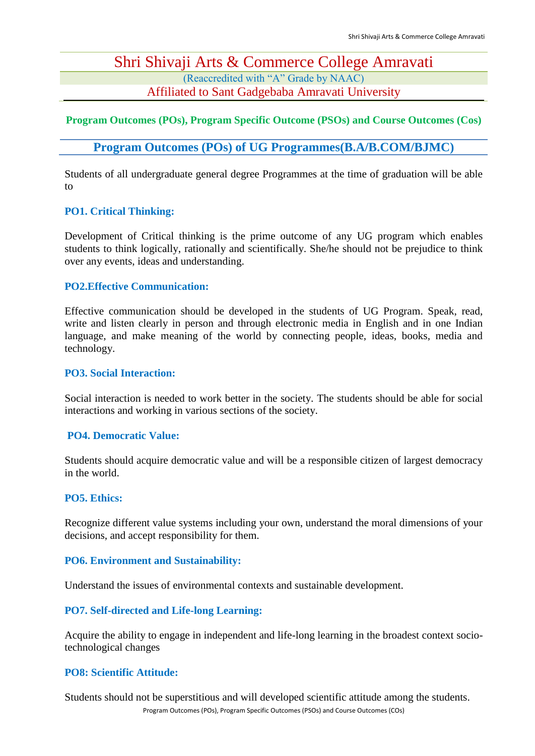# Shri Shivaji Arts & Commerce College Amravati

(Reaccredited with "A" Grade by NAAC)

Affiliated to Sant Gadgebaba Amravati University

**Program Outcomes (POs), Program Specific Outcome (PSOs) and Course Outcomes (Cos)**

## Program Outcomes (POs) of UG Programmes(B.A/B.COM/BJMC)

Students of all undergraduate general degree Programmes at the time of graduation will be able to

### PO1. Critical Thinking:

Development of Critical thinking is the prime outcome of any UG program which enables students to think logically, rationally and scientifically. She/he should not be prejudice to think over any events, ideas and understanding.

### PO2.Effective Communication:

Effective communication should be developed in the students of UG Program. Speak, read, write and listen clearly in person and through electronic media in English and in one Indian language, and make meaning of the world by connecting people, ideas, books, media and technology.

### PO3. Social Interaction:

Social interaction is needed to work better in the society. The students should be able for social interactions and working in various sections of the society.

### PO4. Democratic Value:

Students should acquire democratic value and will be a responsible citizen of largest democracy in the world.

### PO5. Ethics:

Recognize different value systems including your own, understand the moral dimensions of your decisions, and accept responsibility for them.

### PO6. Environment and Sustainability:

Understand the issues of environmental contexts and sustainable development.

### PO7. Self-directed and Life-long Learning:

Acquire the ability to engage in independent and life-long learning in the broadest context socio-technological changes

### PO8: Scientific Attitude:

Students should not be superstitious and will developed scientific attitude among the students.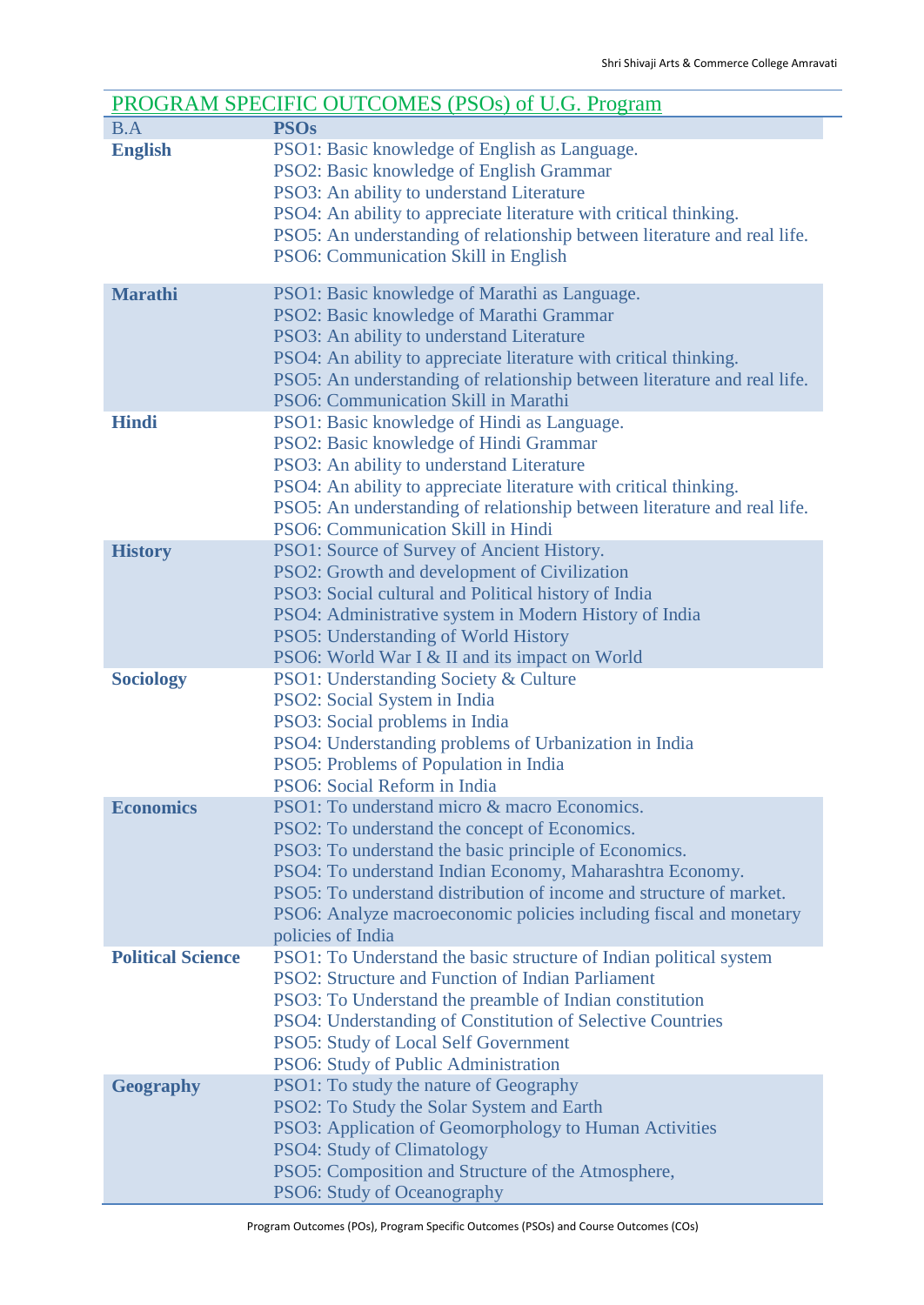## PROGRAM SPECIFIC OUTCOMES (PSOs) of U.G. Program

| B.A | PSOs |
|---|---|
| **English** | PSO1: Basic knowledge of English as Language.<br>PSO2: Basic knowledge of English Grammar<br>PSO3: An ability to understand Literature<br>PSO4: An ability to appreciate literature with critical thinking.<br>PSO5: An understanding of relationship between literature and real life.<br>PSO6: Communication Skill in English |
| **Marathi** | PSO1: Basic knowledge of Marathi as Language.<br>PSO2: Basic knowledge of Marathi Grammar<br>PSO3: An ability to understand Literature<br>PSO4: An ability to appreciate literature with critical thinking.<br>PSO5: An understanding of relationship between literature and real life.<br>PSO6: Communication Skill in Marathi |
| **Hindi** | PSO1: Basic knowledge of Hindi as Language.<br>PSO2: Basic knowledge of Hindi Grammar<br>PSO3: An ability to understand Literature<br>PSO4: An ability to appreciate literature with critical thinking.<br>PSO5: An understanding of relationship between literature and real life.<br>PSO6: Communication Skill in Hindi |
| **History** | PSO1: Source of Survey of Ancient History.<br>PSO2: Growth and development of Civilization<br>PSO3: Social cultural and Political history of India<br>PSO4: Administrative system in Modern History of India<br>PSO5: Understanding of World History<br>PSO6: World War I & II and its impact on World |
| **Sociology** | PSO1: Understanding Society & Culture<br>PSO2: Social System in India<br>PSO3: Social problems in India<br>PSO4: Understanding problems of Urbanization in India<br>PSO5: Problems of Population in India<br>PSO6: Social Reform in India |
| **Economics** | PSO1: To understand micro & macro Economics.<br>PSO2: To understand the concept of Economics.<br>PSO3: To understand the basic principle of Economics.<br>PSO4: To understand Indian Economy, Maharashtra Economy.<br>PSO5: To understand distribution of income and structure of market.<br>PSO6: Analyze macroeconomic policies including fiscal and monetary policies of India |
| **Political Science** | PSO1: To Understand the basic structure of Indian political system<br>PSO2: Structure and Function of Indian Parliament<br>PSO3: To Understand the preamble of Indian constitution<br>PSO4: Understanding of Constitution of Selective Countries<br>PSO5: Study of Local Self Government<br>PSO6: Study of Public Administration |
| **Geography** | PSO1: To study the nature of Geography<br>PSO2: To Study the Solar System and Earth<br>PSO3: Application of Geomorphology to Human Activities<br>PSO4: Study of Climatology<br>PSO5: Composition and Structure of the Atmosphere,<br>PSO6: Study of Oceanography |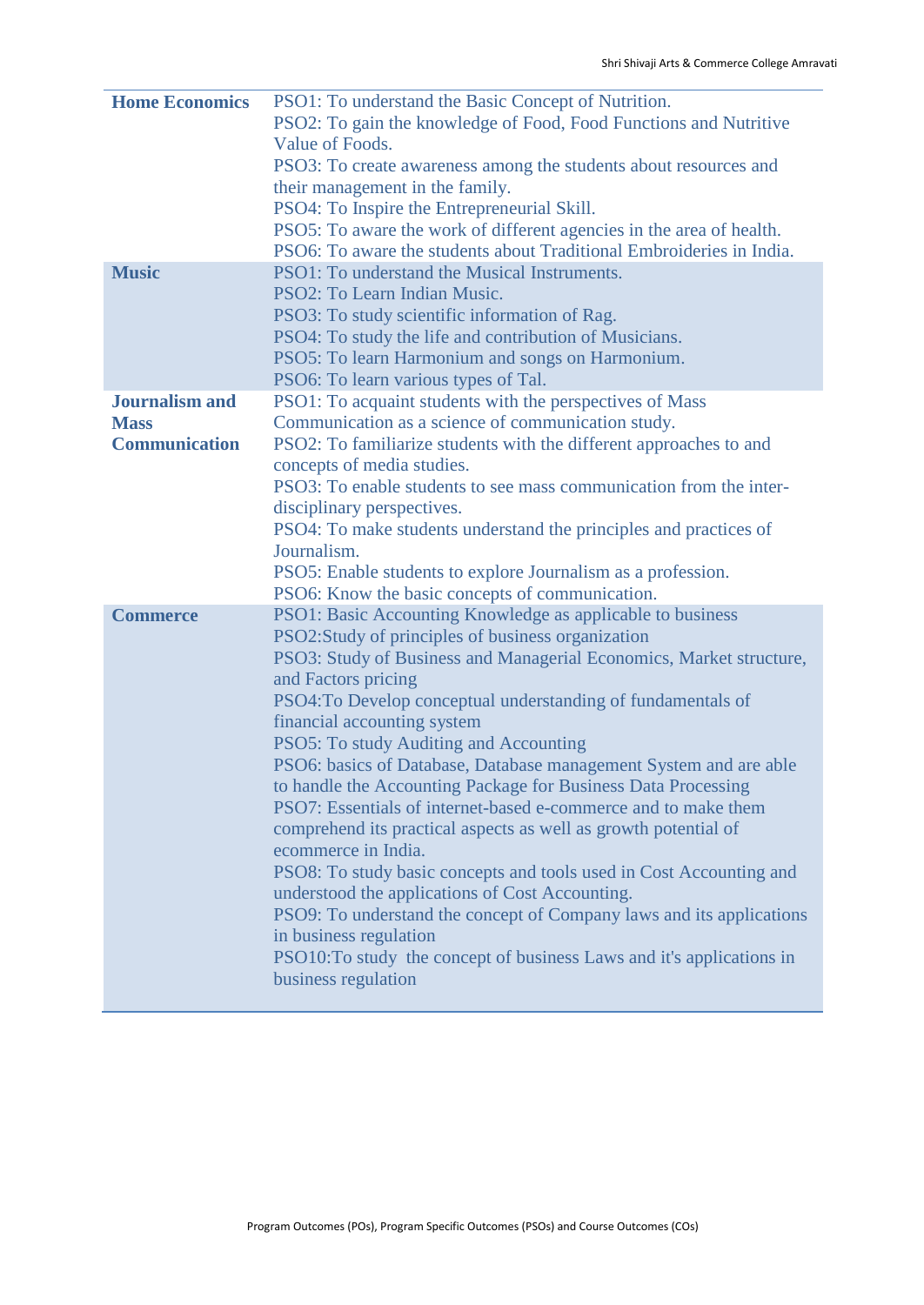| | |
|---|---|
| **Home Economics** | PSO1: To understand the Basic Concept of Nutrition.<br>PSO2: To gain the knowledge of Food, Food Functions and Nutritive Value of Foods.<br>PSO3: To create awareness among the students about resources and their management in the family.<br>PSO4: To Inspire the Entrepreneurial Skill.<br>PSO5: To aware the work of different agencies in the area of health.<br>PSO6: To aware the students about Traditional Embroideries in India. |
| **Music** | PSO1: To understand the Musical Instruments.<br>PSO2: To Learn Indian Music.<br>PSO3: To study scientific information of Rag.<br>PSO4: To study the life and contribution of Musicians.<br>PSO5: To learn Harmonium and songs on Harmonium.<br>PSO6: To learn various types of Tal. |
| **Journalism and Mass Communication** | PSO1: To acquaint students with the perspectives of Mass Communication as a science of communication study.<br>PSO2: To familiarize students with the different approaches to and concepts of media studies.<br>PSO3: To enable students to see mass communication from the inter-disciplinary perspectives.<br>PSO4: To make students understand the principles and practices of Journalism.<br>PSO5: Enable students to explore Journalism as a profession.<br>PSO6: Know the basic concepts of communication. |
| **Commerce** | PSO1: Basic Accounting Knowledge as applicable to business<br>PSO2:Study of principles of business organization<br>PSO3: Study of Business and Managerial Economics, Market structure, and Factors pricing<br>PSO4:To Develop conceptual understanding of fundamentals of financial accounting system<br>PSO5: To study Auditing and Accounting<br>PSO6: basics of Database, Database management System and are able to handle the Accounting Package for Business Data Processing<br>PSO7: Essentials of internet-based e-commerce and to make them comprehend its practical aspects as well as growth potential of ecommerce in India.<br>PSO8: To study basic concepts and tools used in Cost Accounting and understood the applications of Cost Accounting.<br>PSO9: To understand the concept of Company laws and its applications in business regulation<br>PSO10:To study the concept of business Laws and it's applications in business regulation |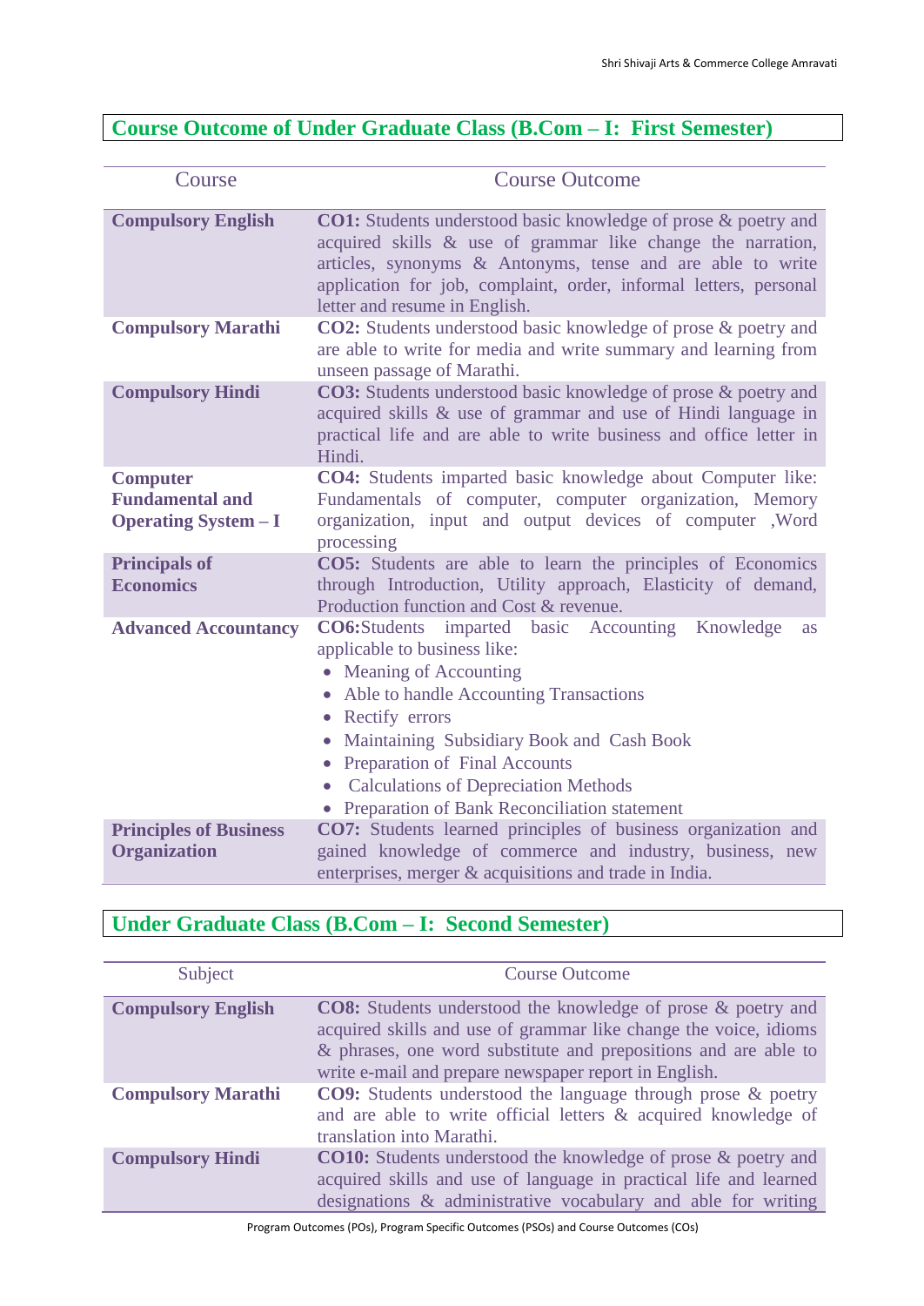## Course Outcome of Under Graduate Class (B.Com – I: First Semester)

| Course | Course Outcome |
|---|---|
| **Compulsory English** | **CO1:** Students understood basic knowledge of prose & poetry and acquired skills & use of grammar like change the narration, articles, synonyms & Antonyms, tense and are able to write application for job, complaint, order, informal letters, personal letter and resume in English. |
| **Compulsory Marathi** | **CO2:** Students understood basic knowledge of prose & poetry and are able to write for media and write summary and learning from unseen passage of Marathi. |
| **Compulsory Hindi** | **CO3:** Students understood basic knowledge of prose & poetry and acquired skills & use of grammar and use of Hindi language in practical life and are able to write business and office letter in Hindi. |
| **Computer Fundamental and Operating System – I** | **CO4:** Students imparted basic knowledge about Computer like: Fundamentals of computer, computer organization, Memory organization, input and output devices of computer ,Word processing |
| **Principals of Economics** | **CO5:** Students are able to learn the principles of Economics through Introduction, Utility approach, Elasticity of demand, Production function and Cost & revenue. |
| **Advanced Accountancy** | **CO6:**Students imparted basic Accounting Knowledge as applicable to business like:<br>• Meaning of Accounting<br>• Able to handle Accounting Transactions<br>• Rectify errors<br>• Maintaining Subsidiary Book and Cash Book<br>• Preparation of Final Accounts<br>• Calculations of Depreciation Methods<br>• Preparation of Bank Reconciliation statement |
| **Principles of Business Organization** | **CO7:** Students learned principles of business organization and gained knowledge of commerce and industry, business, new enterprises, merger & acquisitions and trade in India. |

## Under Graduate Class (B.Com – I: Second Semester)

| Subject | Course Outcome |
|---|---|
| **Compulsory English** | **CO8:** Students understood the knowledge of prose & poetry and acquired skills and use of grammar like change the voice, idioms & phrases, one word substitute and prepositions and are able to write e-mail and prepare newspaper report in English. |
| **Compulsory Marathi** | **CO9:** Students understood the language through prose & poetry and are able to write official letters & acquired knowledge of translation into Marathi. |
| **Compulsory Hindi** | **CO10:** Students understood the knowledge of prose & poetry and acquired skills and use of language in practical life and learned designations & administrative vocabulary and able for writing |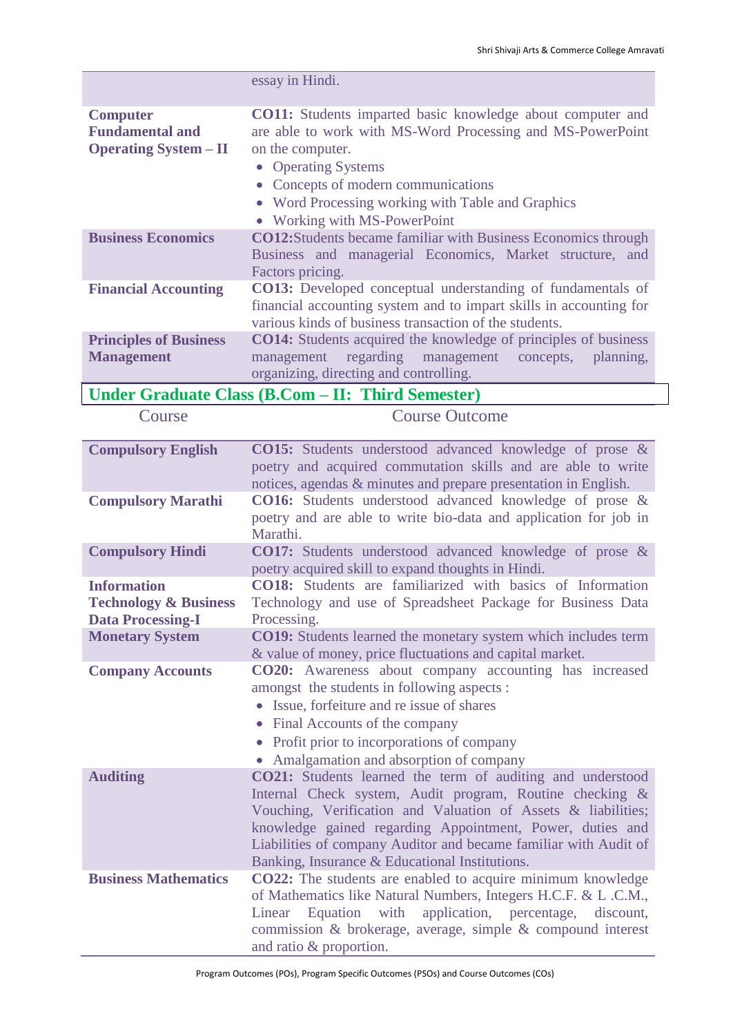| | |
|---|---|
| | essay in Hindi. |
| **Computer Fundamental and Operating System – II** | **CO11:** Students imparted basic knowledge about computer and are able to work with MS-Word Processing and MS-PowerPoint on the computer.<br>• Operating Systems<br>• Concepts of modern communications<br>• Word Processing working with Table and Graphics<br>• Working with MS-PowerPoint |
| **Business Economics** | **CO12:**Students became familiar with Business Economics through Business and managerial Economics, Market structure, and Factors pricing. |
| **Financial Accounting** | **CO13:** Developed conceptual understanding of fundamentals of financial accounting system and to impart skills in accounting for various kinds of business transaction of the students. |
| **Principles of Business Management** | **CO14:** Students acquired the knowledge of principles of business management regarding management concepts, planning, organizing, directing and controlling. |

## Under Graduate Class (B.Com – II: Third Semester)

| Course | Course Outcome |
|---|---|
| **Compulsory English** | **CO15:** Students understood advanced knowledge of prose & poetry and acquired commutation skills and are able to write notices, agendas & minutes and prepare presentation in English. |
| **Compulsory Marathi** | **CO16:** Students understood advanced knowledge of prose & poetry and are able to write bio-data and application for job in Marathi. |
| **Compulsory Hindi** | **CO17:** Students understood advanced knowledge of prose & poetry acquired skill to expand thoughts in Hindi. |
| **Information Technology & Business Data Processing-I** | **CO18:** Students are familiarized with basics of Information Technology and use of Spreadsheet Package for Business Data Processing. |
| **Monetary System** | **CO19:** Students learned the monetary system which includes term & value of money, price fluctuations and capital market. |
| **Company Accounts** | **CO20:** Awareness about company accounting has increased amongst the students in following aspects :<br>• Issue, forfeiture and re issue of shares<br>• Final Accounts of the company<br>• Profit prior to incorporations of company<br>• Amalgamation and absorption of company |
| **Auditing** | **CO21:** Students learned the term of auditing and understood Internal Check system, Audit program, Routine checking & Vouching, Verification and Valuation of Assets & liabilities; knowledge gained regarding Appointment, Power, duties and Liabilities of company Auditor and became familiar with Audit of Banking, Insurance & Educational Institutions. |
| **Business Mathematics** | **CO22:** The students are enabled to acquire minimum knowledge of Mathematics like Natural Numbers, Integers H.C.F. & L .C.M., Linear Equation with application, percentage, discount, commission & brokerage, average, simple & compound interest and ratio & proportion. |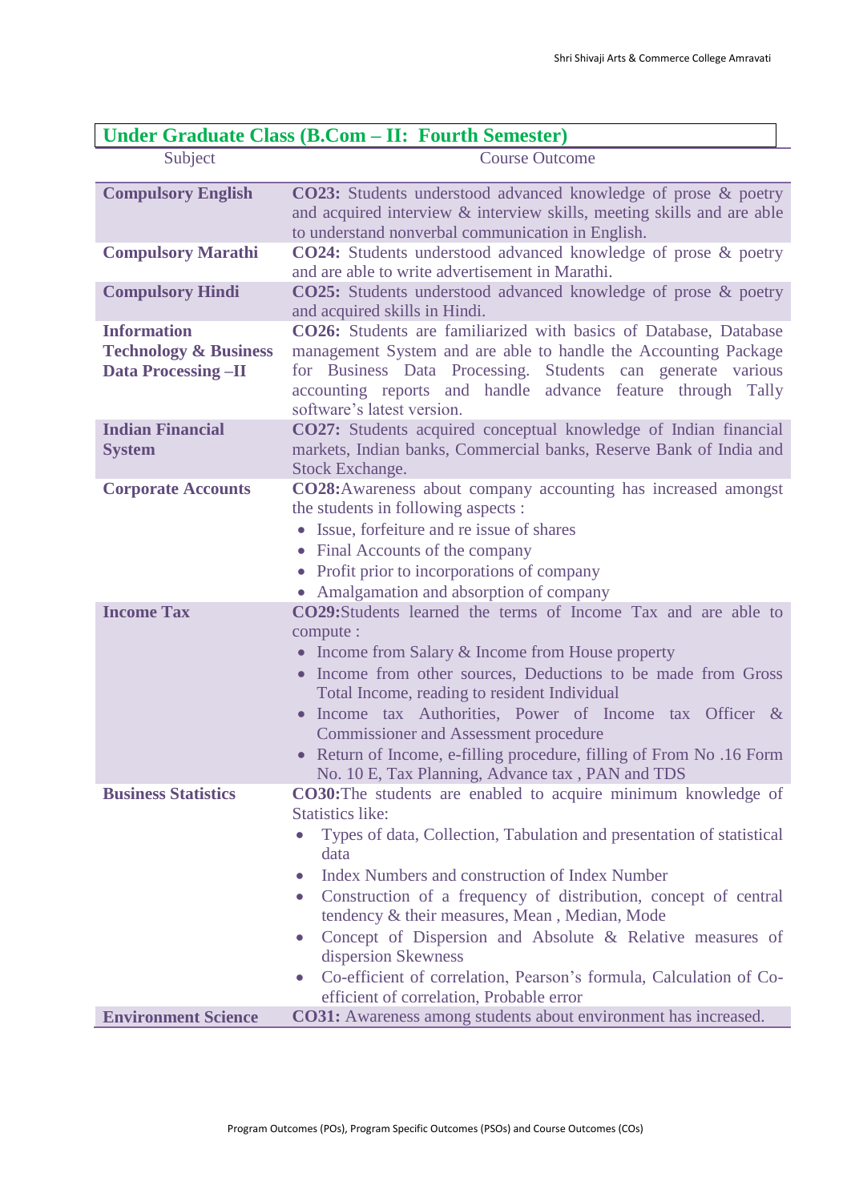## Under Graduate Class (B.Com – II: Fourth Semester)

| Subject | Course Outcome |
|---|---|
| **Compulsory English** | **CO23:** Students understood advanced knowledge of prose & poetry and acquired interview & interview skills, meeting skills and are able to understand nonverbal communication in English. |
| **Compulsory Marathi** | **CO24:** Students understood advanced knowledge of prose & poetry and are able to write advertisement in Marathi. |
| **Compulsory Hindi** | **CO25:** Students understood advanced knowledge of prose & poetry and acquired skills in Hindi. |
| **Information Technology & Business Data Processing –II** | **CO26:** Students are familiarized with basics of Database, Database management System and are able to handle the Accounting Package for Business Data Processing. Students can generate various accounting reports and handle advance feature through Tally software's latest version. |
| **Indian Financial System** | **CO27:** Students acquired conceptual knowledge of Indian financial markets, Indian banks, Commercial banks, Reserve Bank of India and Stock Exchange. |
| **Corporate Accounts** | **CO28:**Awareness about company accounting has increased amongst the students in following aspects :<br>• Issue, forfeiture and re issue of shares<br>• Final Accounts of the company<br>• Profit prior to incorporations of company<br>• Amalgamation and absorption of company |
| **Income Tax** | **CO29:**Students learned the terms of Income Tax and are able to compute :<br>• Income from Salary & Income from House property<br>• Income from other sources, Deductions to be made from Gross Total Income, reading to resident Individual<br>• Income tax Authorities, Power of Income tax Officer & Commissioner and Assessment procedure<br>• Return of Income, e-filling procedure, filling of From No .16 Form No. 10 E, Tax Planning, Advance tax , PAN and TDS |
| **Business Statistics** | **CO30:**The students are enabled to acquire minimum knowledge of Statistics like:<br>• Types of data, Collection, Tabulation and presentation of statistical data<br>• Index Numbers and construction of Index Number<br>• Construction of a frequency of distribution, concept of central tendency & their measures, Mean , Median, Mode<br>• Concept of Dispersion and Absolute & Relative measures of dispersion Skewness<br>• Co-efficient of correlation, Pearson's formula, Calculation of Co-efficient of correlation, Probable error |
| **Environment Science** | **CO31:** Awareness among students about environment has increased. |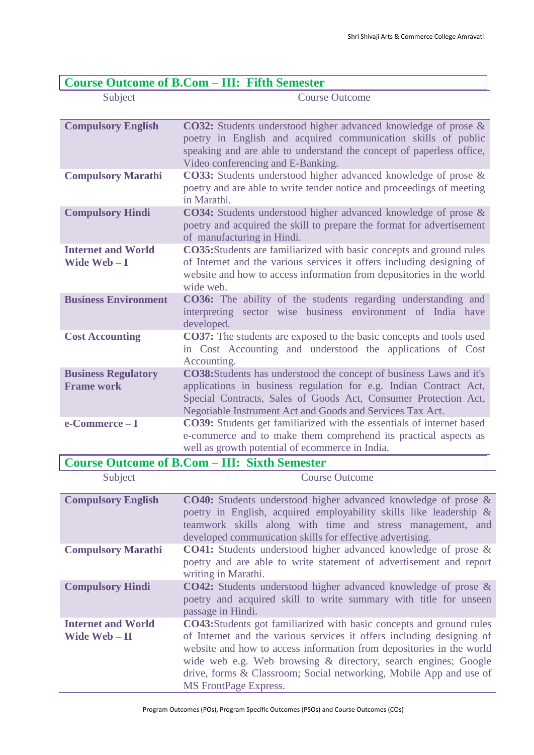## Course Outcome of B.Com – III: Fifth Semester

| Subject | Course Outcome |
|---|---|
| **Compulsory English** | **CO32:** Students understood higher advanced knowledge of prose & poetry in English and acquired communication skills of public speaking and are able to understand the concept of paperless office, Video conferencing and E-Banking. |
| **Compulsory Marathi** | **CO33:** Students understood higher advanced knowledge of prose & poetry and are able to write tender notice and proceedings of meeting in Marathi. |
| **Compulsory Hindi** | **CO34:** Students understood higher advanced knowledge of prose & poetry and acquired the skill to prepare the format for advertisement of manufacturing in Hindi. |
| **Internet and World Wide Web – I** | **CO35:**Students are familiarized with basic concepts and ground rules of Internet and the various services it offers including designing of website and how to access information from depositories in the world wide web. |
| **Business Environment** | **CO36:** The ability of the students regarding understanding and interpreting sector wise business environment of India have developed. |
| **Cost Accounting** | **CO37:** The students are exposed to the basic concepts and tools used in Cost Accounting and understood the applications of Cost Accounting. |
| **Business Regulatory Frame work** | **CO38:**Students has understood the concept of business Laws and it's applications in business regulation for e.g. Indian Contract Act, Special Contracts, Sales of Goods Act, Consumer Protection Act, Negotiable Instrument Act and Goods and Services Tax Act. |
| **e-Commerce – I** | **CO39:** Students get familiarized with the essentials of internet based e-commerce and to make them comprehend its practical aspects as well as growth potential of ecommerce in India. |

## Course Outcome of B.Com – III: Sixth Semester

| Subject | Course Outcome |
|---|---|
| **Compulsory English** | **CO40:** Students understood higher advanced knowledge of prose & poetry in English, acquired employability skills like leadership & teamwork skills along with time and stress management, and developed communication skills for effective advertising. |
| **Compulsory Marathi** | **CO41:** Students understood higher advanced knowledge of prose & poetry and are able to write statement of advertisement and report writing in Marathi. |
| **Compulsory Hindi** | **CO42:** Students understood higher advanced knowledge of prose & poetry and acquired skill to write summary with title for unseen passage in Hindi. |
| **Internet and World Wide Web – II** | **CO43:**Students got familiarized with basic concepts and ground rules of Internet and the various services it offers including designing of website and how to access information from depositories in the world wide web e.g. Web browsing & directory, search engines; Google drive, forms & Classroom; Social networking, Mobile App and use of MS FrontPage Express. |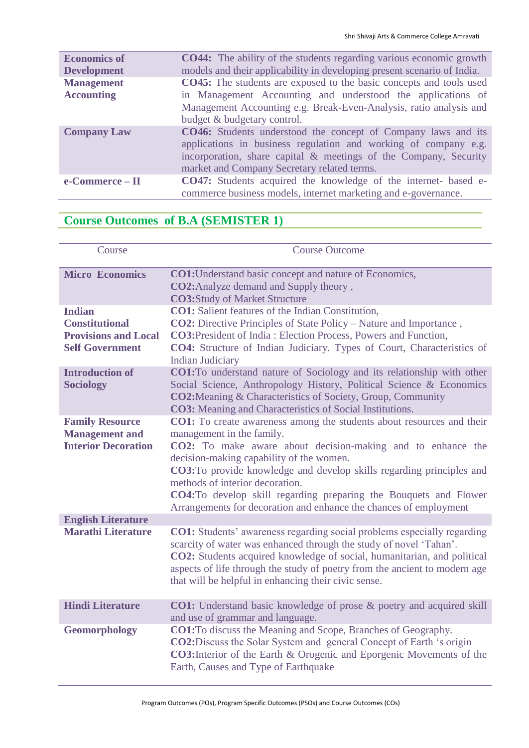| | |
|---|---|
| **Economics of Development** | **CO44:** The ability of the students regarding various economic growth models and their applicability in developing present scenario of India. |
| **Management Accounting** | **CO45:** The students are exposed to the basic concepts and tools used in Management Accounting and understood the applications of Management Accounting e.g. Break-Even-Analysis, ratio analysis and budget & budgetary control. |
| **Company Law** | **CO46:** Students understood the concept of Company laws and its applications in business regulation and working of company e.g. incorporation, share capital & meetings of the Company, Security market and Company Secretary related terms. |
| **e-Commerce – II** | **CO47:** Students acquired the knowledge of the internet- based e-commerce business models, internet marketing and e-governance. |

## Course Outcomes of B.A (SEMISTER 1)

| Course | Course Outcome |
|---|---|
| **Micro Economics** | **CO1:**Understand basic concept and nature of Economics,<br>**CO2:**Analyze demand and Supply theory ,<br>**CO3:**Study of Market Structure |
| **Indian Constitutional Provisions and Local Self Government** | **CO1:** Salient features of the Indian Constitution,<br>**CO2:** Directive Principles of State Policy – Nature and Importance ,<br>**CO3:**President of India : Election Process, Powers and Function,<br>**CO4:** Structure of Indian Judiciary. Types of Court, Characteristics of Indian Judiciary |
| **Introduction of Sociology** | **CO1:**To understand nature of Sociology and its relationship with other Social Science, Anthropology History, Political Science & Economics<br>**CO2:**Meaning & Characteristics of Society, Group, Community<br>**CO3:** Meaning and Characteristics of Social Institutions. |
| **Family Resource Management and Interior Decoration** | **CO1:** To create awareness among the students about resources and their management in the family.<br>**CO2:** To make aware about decision-making and to enhance the decision-making capability of the women.<br>**CO3:**To provide knowledge and develop skills regarding principles and methods of interior decoration.<br>**CO4:**To develop skill regarding preparing the Bouquets and Flower Arrangements for decoration and enhance the chances of employment |
| **English Literature** | |
| **Marathi Literature** | **CO1:** Students' awareness regarding social problems especially regarding scarcity of water was enhanced through the study of novel 'Tahan'.<br>**CO2:** Students acquired knowledge of social, humanitarian, and political aspects of life through the study of poetry from the ancient to modern age that will be helpful in enhancing their civic sense. |
| **Hindi Literature** | **CO1:** Understand basic knowledge of prose & poetry and acquired skill and use of grammar and language. |
| **Geomorphology** | **CO1:**To discuss the Meaning and Scope, Branches of Geography.<br>**CO2:**Discuss the Solar System and general Concept of Earth 's origin<br>**CO3:**Interior of the Earth & Orogenic and Eporgenic Movements of the Earth, Causes and Type of Earthquake |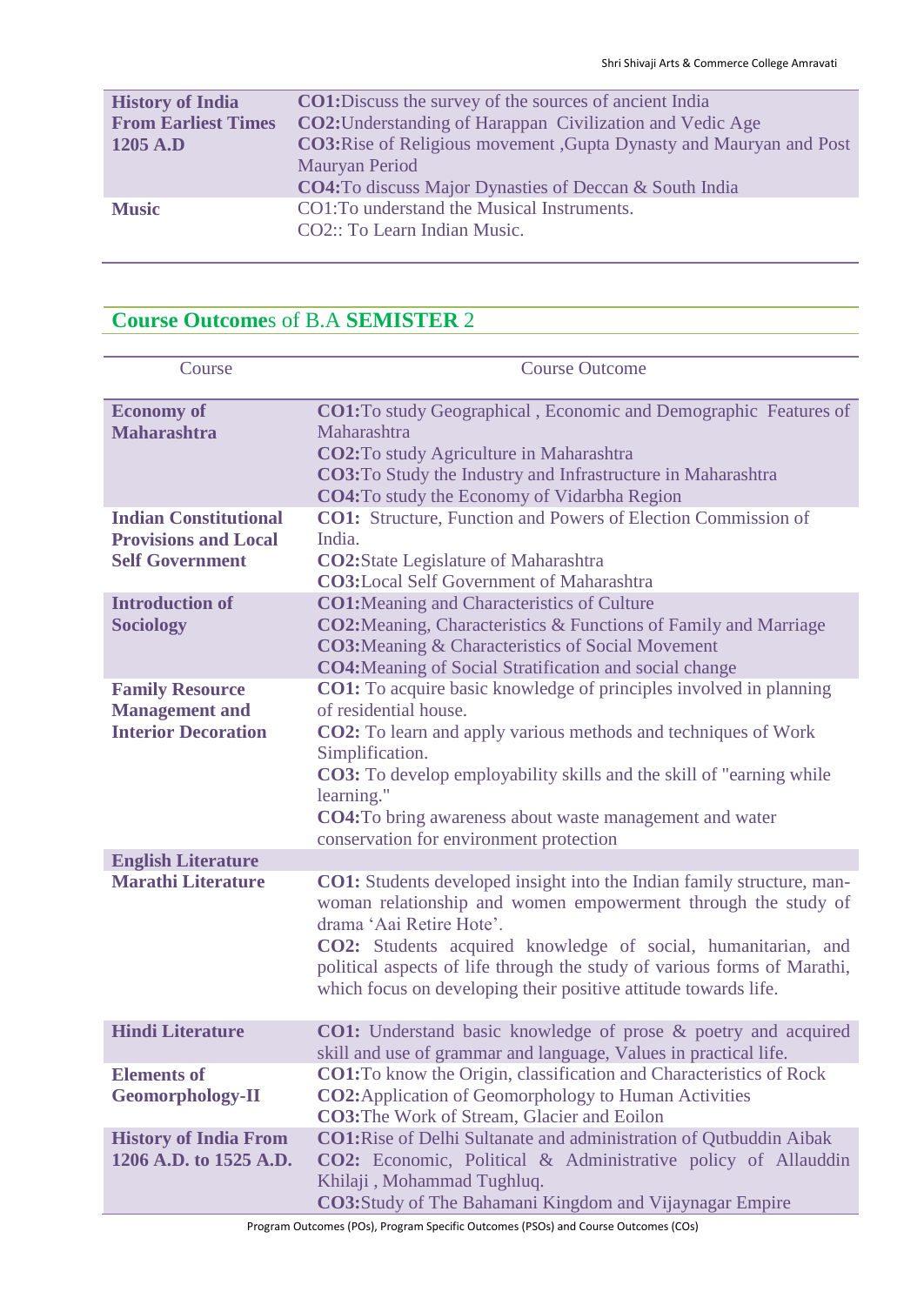| | |
|---|---|
| **History of India From Earliest Times 1205 A.D** | **CO1:**Discuss the survey of the sources of ancient India<br>**CO2:**Understanding of Harappan Civilization and Vedic Age<br>**CO3:**Rise of Religious movement ,Gupta Dynasty and Mauryan and Post Mauryan Period<br>**CO4:**To discuss Major Dynasties of Deccan & South India |
| **Music** | CO1:To understand the Musical Instruments.<br>CO2:: To Learn Indian Music. |

## **Course Outcome**s of B.A **SEMISTER** 2

| Course | Course Outcome |
|---|---|
| **Economy of Maharashtra** | **CO1:**To study Geographical , Economic and Demographic Features of Maharashtra<br>**CO2:**To study Agriculture in Maharashtra<br>**CO3:**To Study the Industry and Infrastructure in Maharashtra<br>**CO4:**To study the Economy of Vidarbha Region |
| **Indian Constitutional Provisions and Local Self Government** | **CO1:** Structure, Function and Powers of Election Commission of India.<br>**CO2:**State Legislature of Maharashtra<br>**CO3:**Local Self Government of Maharashtra |
| **Introduction of Sociology** | **CO1:**Meaning and Characteristics of Culture<br>**CO2:**Meaning, Characteristics & Functions of Family and Marriage<br>**CO3:**Meaning & Characteristics of Social Movement<br>**CO4:**Meaning of Social Stratification and social change |
| **Family Resource Management and Interior Decoration** | **CO1:** To acquire basic knowledge of principles involved in planning of residential house.<br>**CO2:** To learn and apply various methods and techniques of Work Simplification.<br>**CO3:** To develop employability skills and the skill of "earning while learning."<br>**CO4:**To bring awareness about waste management and water conservation for environment protection |
| **English Literature** | |
| **Marathi Literature** | **CO1:** Students developed insight into the Indian family structure, man-woman relationship and women empowerment through the study of drama 'Aai Retire Hote'.<br>**CO2:** Students acquired knowledge of social, humanitarian, and political aspects of life through the study of various forms of Marathi, which focus on developing their positive attitude towards life. |
| **Hindi Literature** | **CO1:** Understand basic knowledge of prose & poetry and acquired skill and use of grammar and language, Values in practical life. |
| **Elements of Geomorphology-II** | **CO1:**To know the Origin, classification and Characteristics of Rock<br>**CO2:**Application of Geomorphology to Human Activities<br>**CO3:**The Work of Stream, Glacier and Eoilon |
| **History of India From 1206 A.D. to 1525 A.D.** | **CO1:**Rise of Delhi Sultanate and administration of Qutbuddin Aibak<br>**CO2:** Economic, Political & Administrative policy of Allauddin Khilaji , Mohammad Tughluq.<br>**CO3:**Study of The Bahamani Kingdom and Vijaynagar Empire |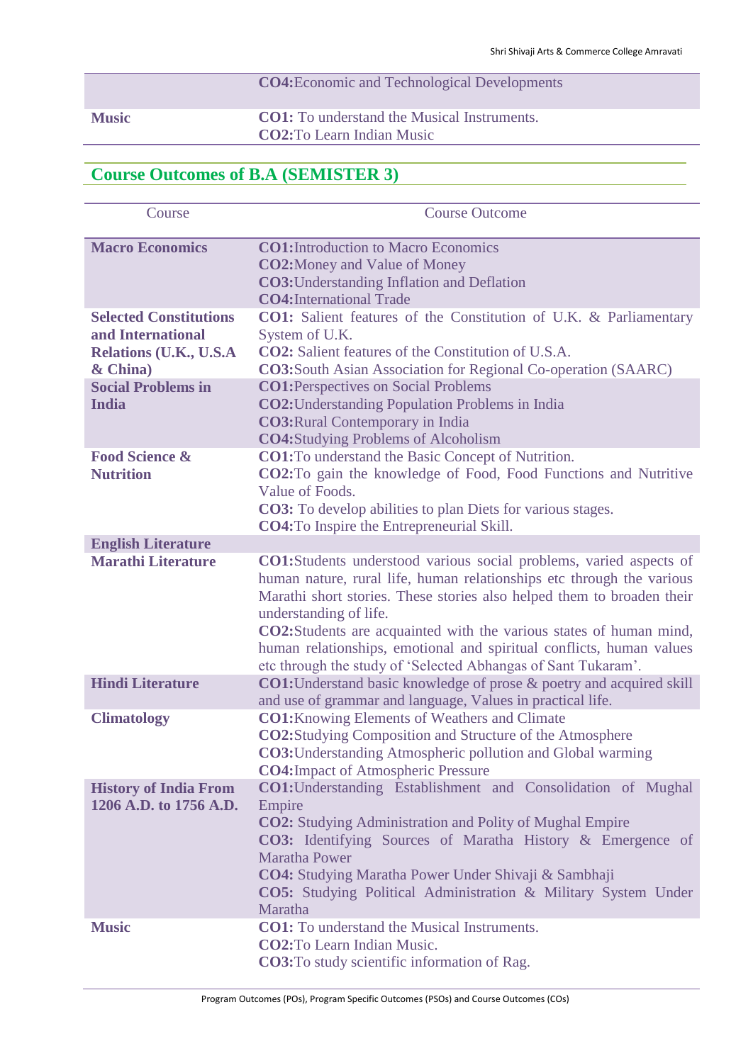| | |
|---|---|
| | **CO4:** Economic and Technological Developments |
| **Music** | **CO1:** To understand the Musical Instruments.<br>**CO2:** To Learn Indian Music |

## Course Outcomes of B.A (SEMISTER 3)

| Course | Course Outcome |
|---|---|
| **Macro Economics** | **CO1:** Introduction to Macro Economics<br>**CO2:** Money and Value of Money<br>**CO3:** Understanding Inflation and Deflation<br>**CO4:** International Trade |
| **Selected Constitutions and International Relations (U.K., U.S.A & China)** | **CO1:** Salient features of the Constitution of U.K. & Parliamentary System of U.K.<br>**CO2:** Salient features of the Constitution of U.S.A.<br>**CO3:** South Asian Association for Regional Co-operation (SAARC) |
| **Social Problems in India** | **CO1:** Perspectives on Social Problems<br>**CO2:** Understanding Population Problems in India<br>**CO3:** Rural Contemporary in India<br>**CO4:** Studying Problems of Alcoholism |
| **Food Science & Nutrition** | **CO1:** To understand the Basic Concept of Nutrition.<br>**CO2:** To gain the knowledge of Food, Food Functions and Nutritive Value of Foods.<br>**CO3:** To develop abilities to plan Diets for various stages.<br>**CO4:** To Inspire the Entrepreneurial Skill. |
| **English Literature** | |
| **Marathi Literature** | **CO1:** Students understood various social problems, varied aspects of human nature, rural life, human relationships etc through the various Marathi short stories. These stories also helped them to broaden their understanding of life.<br>**CO2:** Students are acquainted with the various states of human mind, human relationships, emotional and spiritual conflicts, human values etc through the study of 'Selected Abhangas of Sant Tukaram'. |
| **Hindi Literature** | **CO1:** Understand basic knowledge of prose & poetry and acquired skill and use of grammar and language, Values in practical life. |
| **Climatology** | **CO1:** Knowing Elements of Weathers and Climate<br>**CO2:** Studying Composition and Structure of the Atmosphere<br>**CO3:** Understanding Atmospheric pollution and Global warming<br>**CO4:** Impact of Atmospheric Pressure |
| **History of India From 1206 A.D. to 1756 A.D.** | **CO1:** Understanding Establishment and Consolidation of Mughal Empire<br>**CO2:** Studying Administration and Polity of Mughal Empire<br>**CO3:** Identifying Sources of Maratha History & Emergence of Maratha Power<br>**CO4:** Studying Maratha Power Under Shivaji & Sambhaji<br>**CO5:** Studying Political Administration & Military System Under Maratha |
| **Music** | **CO1:** To understand the Musical Instruments.<br>**CO2:** To Learn Indian Music.<br>**CO3:** To study scientific information of Rag. |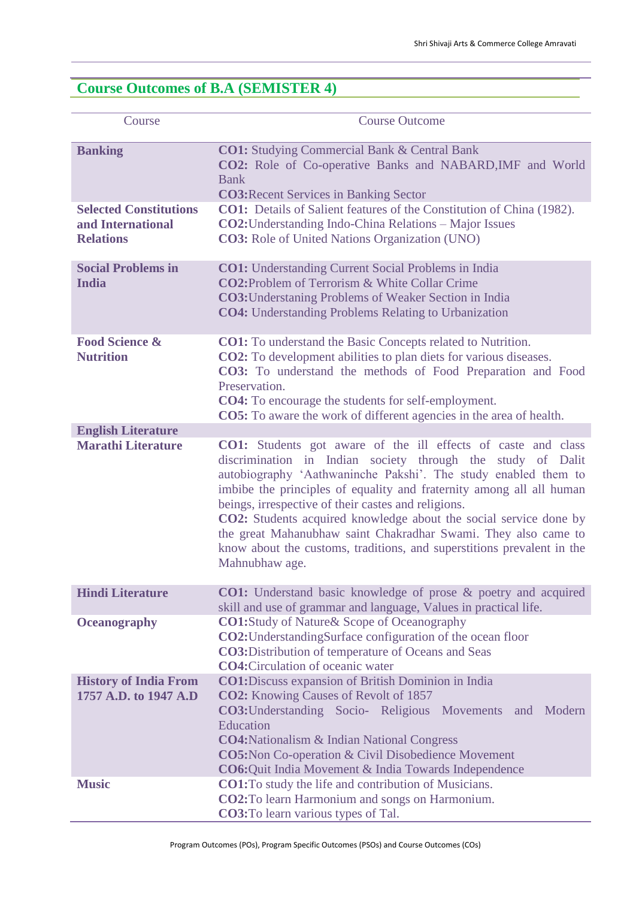## Course Outcomes of B.A (SEMISTER 4)

| Course | Course Outcome |
|---|---|
| **Banking** | **CO1:** Studying Commercial Bank & Central Bank<br>**CO2:** Role of Co-operative Banks and NABARD,IMF and World Bank<br>**CO3:**Recent Services in Banking Sector |
| **Selected Constitutions and International Relations** | **CO1:** Details of Salient features of the Constitution of China (1982).<br>**CO2:**Understanding Indo-China Relations – Major Issues<br>**CO3:** Role of United Nations Organization (UNO) |
| **Social Problems in India** | **CO1:** Understanding Current Social Problems in India<br>**CO2:**Problem of Terrorism & White Collar Crime<br>**CO3:**Understaning Problems of Weaker Section in India<br>**CO4:** Understanding Problems Relating to Urbanization |
| **Food Science & Nutrition** | **CO1:** To understand the Basic Concepts related to Nutrition.<br>**CO2:** To development abilities to plan diets for various diseases.<br>**CO3:** To understand the methods of Food Preparation and Food Preservation.<br>**CO4:** To encourage the students for self-employment.<br>**CO5:** To aware the work of different agencies in the area of health. |
| **English Literature** | |
| **Marathi Literature** | **CO1:** Students got aware of the ill effects of caste and class discrimination in Indian society through the study of Dalit autobiography 'Aathwaninche Pakshi'. The study enabled them to imbibe the principles of equality and fraternity among all all human beings, irrespective of their castes and religions.<br>**CO2:** Students acquired knowledge about the social service done by the great Mahanubhaw saint Chakradhar Swami. They also came to know about the customs, traditions, and superstitions prevalent in the Mahnubhaw age. |
| **Hindi Literature** | **CO1:** Understand basic knowledge of prose & poetry and acquired skill and use of grammar and language, Values in practical life. |
| **Oceanography** | **CO1:**Study of Nature& Scope of Oceanography<br>**CO2:**UnderstandingSurface configuration of the ocean floor<br>**CO3:**Distribution of temperature of Oceans and Seas<br>**CO4:**Circulation of oceanic water |
| **History of India From 1757 A.D. to 1947 A.D** | **CO1:**Discuss expansion of British Dominion in India<br>**CO2:** Knowing Causes of Revolt of 1857<br>**CO3:**Understanding Socio- Religious Movements and Modern Education<br>**CO4:**Nationalism & Indian National Congress<br>**CO5:**Non Co-operation & Civil Disobedience Movement<br>**CO6:**Quit India Movement & India Towards Independence |
| **Music** | **CO1:**To study the life and contribution of Musicians.<br>**CO2:**To learn Harmonium and songs on Harmonium.<br>**CO3:**To learn various types of Tal. |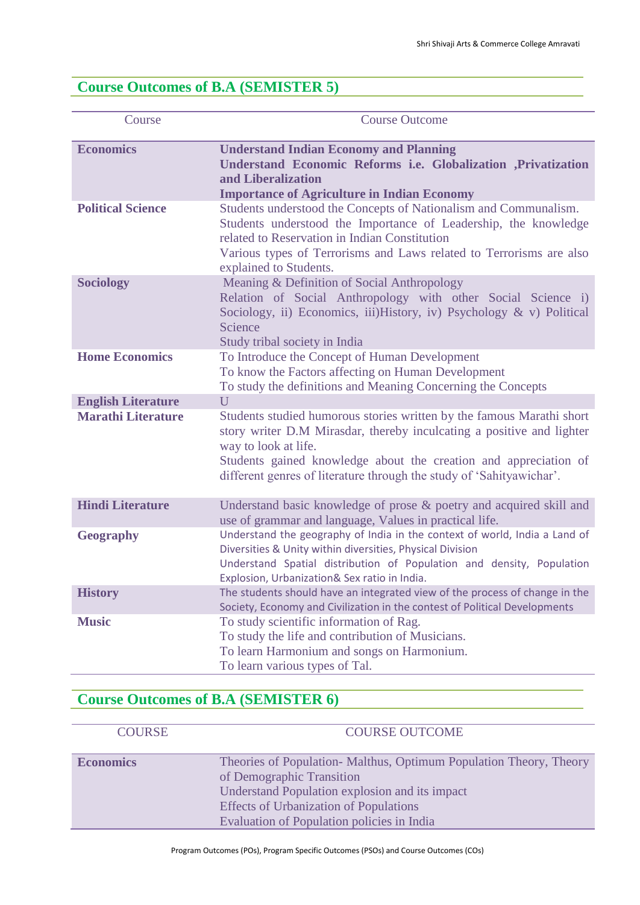## Course Outcomes of B.A (SEMISTER 5)

| Course | Course Outcome |
|---|---|
| **Economics** | **Understand Indian Economy and Planning**<br>**Understand Economic Reforms i.e. Globalization ,Privatization and Liberalization**<br>**Importance of Agriculture in Indian Economy** |
| **Political Science** | Students understood the Concepts of Nationalism and Communalism.<br>Students understood the Importance of Leadership, the knowledge related to Reservation in Indian Constitution<br>Various types of Terrorisms and Laws related to Terrorisms are also explained to Students. |
| **Sociology** | Meaning & Definition of Social Anthropology<br>Relation of Social Anthropology with other Social Science i) Sociology, ii) Economics, iii)History, iv) Psychology & v) Political Science<br>Study tribal society in India |
| **Home Economics** | To Introduce the Concept of Human Development<br>To know the Factors affecting on Human Development<br>To study the definitions and Meaning Concerning the Concepts |
| **English Literature** | U |
| **Marathi Literature** | Students studied humorous stories written by the famous Marathi short story writer D.M Mirasdar, thereby inculcating a positive and lighter way to look at life.<br>Students gained knowledge about the creation and appreciation of different genres of literature through the study of 'Sahityawichar'. |
| **Hindi Literature** | Understand basic knowledge of prose & poetry and acquired skill and use of grammar and language, Values in practical life. |
| **Geography** | Understand the geography of India in the context of world, India a Land of Diversities & Unity within diversities, Physical Division<br>Understand Spatial distribution of Population and density, Population Explosion, Urbanization& Sex ratio in India. |
| **History** | The students should have an integrated view of the process of change in the Society, Economy and Civilization in the contest of Political Developments |
| **Music** | To study scientific information of Rag.<br>To study the life and contribution of Musicians.<br>To learn Harmonium and songs on Harmonium.<br>To learn various types of Tal. |

## Course Outcomes of B.A (SEMISTER 6)

| COURSE | COURSE OUTCOME |
|---|---|
| **Economics** | Theories of Population- Malthus, Optimum Population Theory, Theory of Demographic Transition<br>Understand Population explosion and its impact<br>Effects of Urbanization of Populations<br>Evaluation of Population policies in India |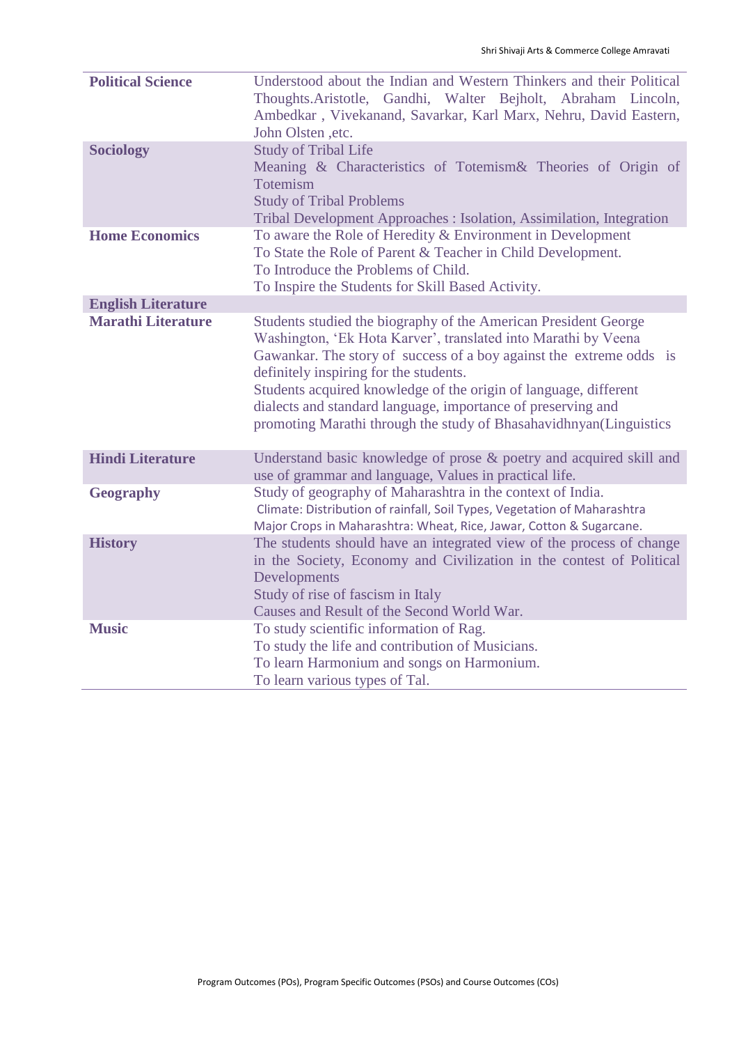| | |
|---|---|
| **Political Science** | Understood about the Indian and Western Thinkers and their Political Thoughts.Aristotle, Gandhi, Walter Bejholt, Abraham Lincoln, Ambedkar , Vivekanand, Savarkar, Karl Marx, Nehru, David Eastern, John Olsten ,etc. |
| **Sociology** | Study of Tribal Life<br>Meaning & Characteristics of Totemism& Theories of Origin of Totemism<br>Study of Tribal Problems<br>Tribal Development Approaches : Isolation, Assimilation, Integration |
| **Home Economics** | To aware the Role of Heredity & Environment in Development<br>To State the Role of Parent & Teacher in Child Development.<br>To Introduce the Problems of Child.<br>To Inspire the Students for Skill Based Activity. |
| **English Literature** | |
| **Marathi Literature** | Students studied the biography of the American President George Washington, 'Ek Hota Karver', translated into Marathi by Veena Gawankar. The story of success of a boy against the extreme odds is definitely inspiring for the students.<br>Students acquired knowledge of the origin of language, different dialects and standard language, importance of preserving and promoting Marathi through the study of Bhasahavidhnyan(Linguistics |
| **Hindi Literature** | Understand basic knowledge of prose & poetry and acquired skill and use of grammar and language, Values in practical life. |
| **Geography** | Study of geography of Maharashtra in the context of India.<br>Climate: Distribution of rainfall, Soil Types, Vegetation of Maharashtra<br>Major Crops in Maharashtra: Wheat, Rice, Jawar, Cotton & Sugarcane. |
| **History** | The students should have an integrated view of the process of change in the Society, Economy and Civilization in the contest of Political Developments<br>Study of rise of fascism in Italy<br>Causes and Result of the Second World War. |
| **Music** | To study scientific information of Rag.<br>To study the life and contribution of Musicians.<br>To learn Harmonium and songs on Harmonium.<br>To learn various types of Tal. |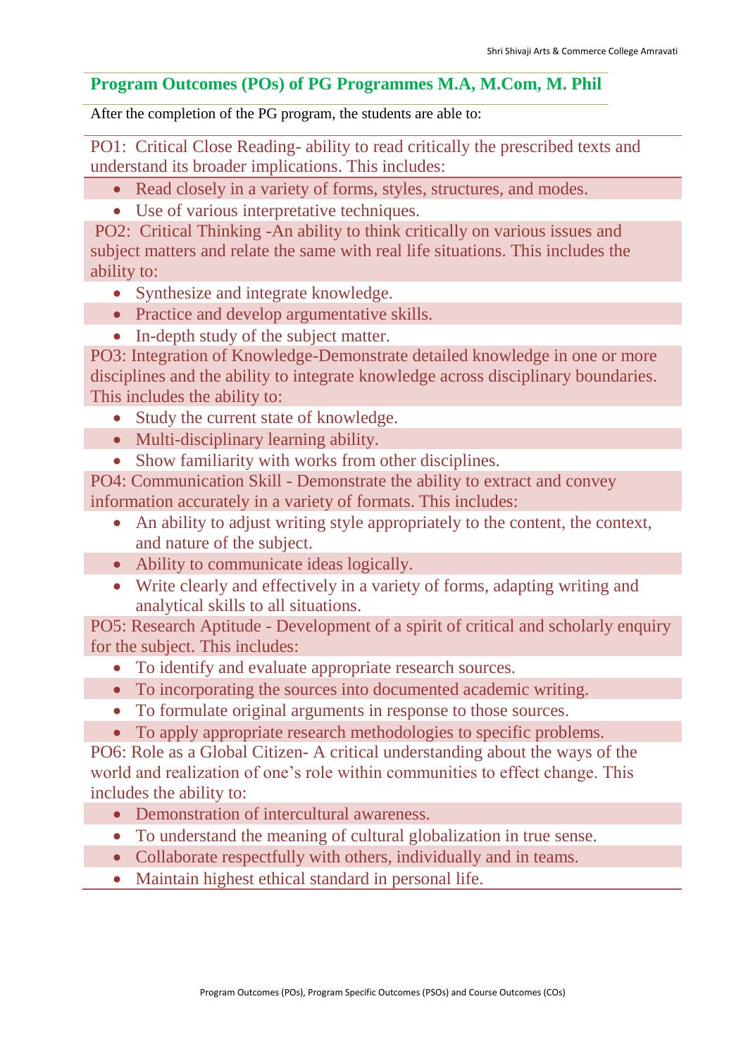## Program Outcomes (POs) of PG Programmes M.A, M.Com, M. Phil

After the completion of the PG program, the students are able to:

PO1: Critical Close Reading- ability to read critically the prescribed texts and understand its broader implications. This includes:

- Read closely in a variety of forms, styles, structures, and modes.
- Use of various interpretative techniques.

PO2: Critical Thinking -An ability to think critically on various issues and subject matters and relate the same with real life situations. This includes the ability to:

- Synthesize and integrate knowledge.
- Practice and develop argumentative skills.
- In-depth study of the subject matter.

PO3: Integration of Knowledge-Demonstrate detailed knowledge in one or more disciplines and the ability to integrate knowledge across disciplinary boundaries. This includes the ability to:

- Study the current state of knowledge.
- Multi-disciplinary learning ability.
- Show familiarity with works from other disciplines.

PO4: Communication Skill - Demonstrate the ability to extract and convey information accurately in a variety of formats. This includes:

- An ability to adjust writing style appropriately to the content, the context, and nature of the subject.
- Ability to communicate ideas logically.
- Write clearly and effectively in a variety of forms, adapting writing and analytical skills to all situations.

PO5: Research Aptitude - Development of a spirit of critical and scholarly enquiry for the subject. This includes:

- To identify and evaluate appropriate research sources.
- To incorporating the sources into documented academic writing.
- To formulate original arguments in response to those sources.
- To apply appropriate research methodologies to specific problems.

PO6: Role as a Global Citizen- A critical understanding about the ways of the world and realization of one's role within communities to effect change. This includes the ability to:

- Demonstration of intercultural awareness.
- To understand the meaning of cultural globalization in true sense.
- Collaborate respectfully with others, individually and in teams.
- Maintain highest ethical standard in personal life.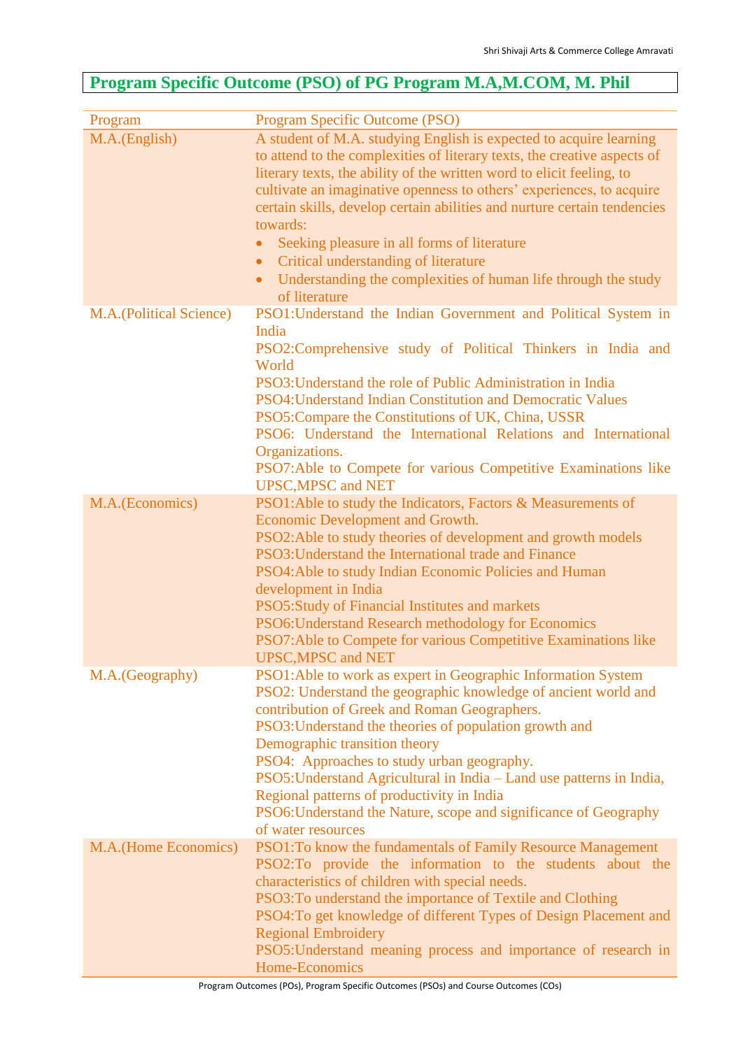## Program Specific Outcome (PSO) of PG Program M.A,M.COM, M. Phil

| Program | Program Specific Outcome (PSO) |
| --- | --- |
| M.A.(English) | A student of M.A. studying English is expected to acquire learning to attend to the complexities of literary texts, the creative aspects of literary texts, the ability of the written word to elicit feeling, to cultivate an imaginative openness to others' experiences, to acquire certain skills, develop certain abilities and nurture certain tendencies towards:<br>• Seeking pleasure in all forms of literature<br>• Critical understanding of literature<br>• Understanding the complexities of human life through the study of literature |
| M.A.(Political Science) | PSO1:Understand the Indian Government and Political System in India<br>PSO2:Comprehensive study of Political Thinkers in India and World<br>PSO3:Understand the role of Public Administration in India<br>PSO4:Understand Indian Constitution and Democratic Values<br>PSO5:Compare the Constitutions of UK, China, USSR<br>PSO6: Understand the International Relations and International Organizations.<br>PSO7:Able to Compete for various Competitive Examinations like UPSC,MPSC and NET |
| M.A.(Economics) | PSO1:Able to study the Indicators, Factors & Measurements of Economic Development and Growth.<br>PSO2:Able to study theories of development and growth models<br>PSO3:Understand the International trade and Finance<br>PSO4:Able to study Indian Economic Policies and Human development in India<br>PSO5:Study of Financial Institutes and markets<br>PSO6:Understand Research methodology for Economics<br>PSO7:Able to Compete for various Competitive Examinations like UPSC,MPSC and NET |
| M.A.(Geography) | PSO1:Able to work as expert in Geographic Information System<br>PSO2: Understand the geographic knowledge of ancient world and contribution of Greek and Roman Geographers.<br>PSO3:Understand the theories of population growth and Demographic transition theory<br>PSO4: Approaches to study urban geography.<br>PSO5:Understand Agricultural in India – Land use patterns in India, Regional patterns of productivity in India<br>PSO6:Understand the Nature, scope and significance of Geography of water resources |
| M.A.(Home Economics) | PSO1:To know the fundamentals of Family Resource Management<br>PSO2:To provide the information to the students about the characteristics of children with special needs.<br>PSO3:To understand the importance of Textile and Clothing<br>PSO4:To get knowledge of different Types of Design Placement and Regional Embroidery<br>PSO5:Understand meaning process and importance of research in Home-Economics |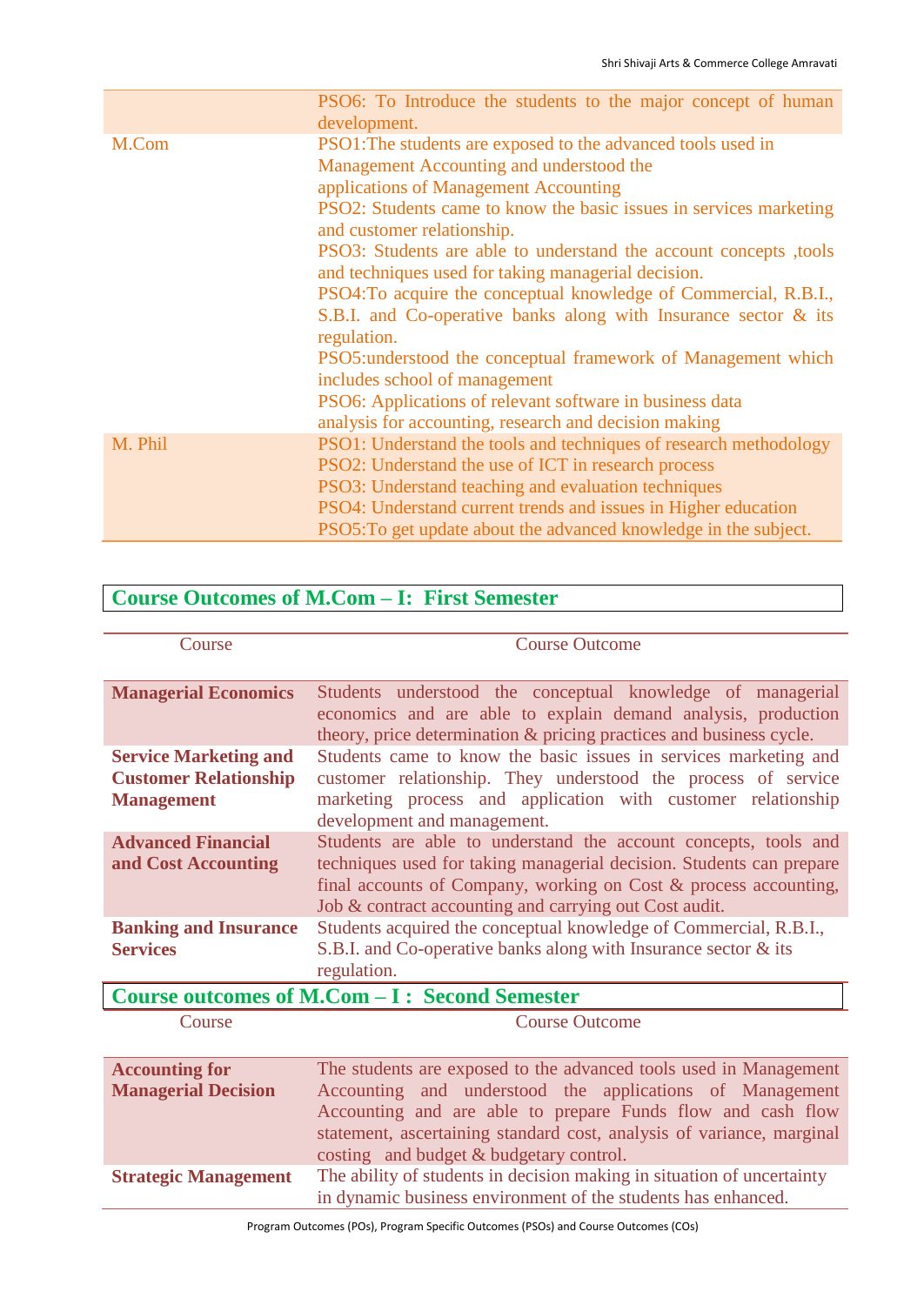| | |
|---|---|
| | PSO6: To Introduce the students to the major concept of human development. |
| M.Com | PSO1:The students are exposed to the advanced tools used in Management Accounting and understood the applications of Management Accounting<br>PSO2: Students came to know the basic issues in services marketing and customer relationship.<br>PSO3: Students are able to understand the account concepts ,tools and techniques used for taking managerial decision.<br>PSO4:To acquire the conceptual knowledge of Commercial, R.B.I., S.B.I. and Co-operative banks along with Insurance sector & its regulation.<br>PSO5:understood the conceptual framework of Management which includes school of management<br>PSO6: Applications of relevant software in business data analysis for accounting, research and decision making |
| M. Phil | PSO1: Understand the tools and techniques of research methodology<br>PSO2: Understand the use of ICT in research process<br>PSO3: Understand teaching and evaluation techniques<br>PSO4: Understand current trends and issues in Higher education<br>PSO5:To get update about the advanced knowledge in the subject. |

## Course Outcomes of M.Com – I: First Semester

| Course | Course Outcome |
|---|---|
| **Managerial Economics** | Students understood the conceptual knowledge of managerial economics and are able to explain demand analysis, production theory, price determination & pricing practices and business cycle. |
| **Service Marketing and Customer Relationship Management** | Students came to know the basic issues in services marketing and customer relationship. They understood the process of service marketing process and application with customer relationship development and management. |
| **Advanced Financial and Cost Accounting** | Students are able to understand the account concepts, tools and techniques used for taking managerial decision. Students can prepare final accounts of Company, working on Cost & process accounting, Job & contract accounting and carrying out Cost audit. |
| **Banking and Insurance Services** | Students acquired the conceptual knowledge of Commercial, R.B.I., S.B.I. and Co-operative banks along with Insurance sector & its regulation. |

## Course outcomes of M.Com – I : Second Semester

| Course | Course Outcome |
|---|---|
| **Accounting for Managerial Decision** | The students are exposed to the advanced tools used in Management Accounting and understood the applications of Management Accounting and are able to prepare Funds flow and cash flow statement, ascertaining standard cost, analysis of variance, marginal costing and budget & budgetary control. |
| **Strategic Management** | The ability of students in decision making in situation of uncertainty in dynamic business environment of the students has enhanced. |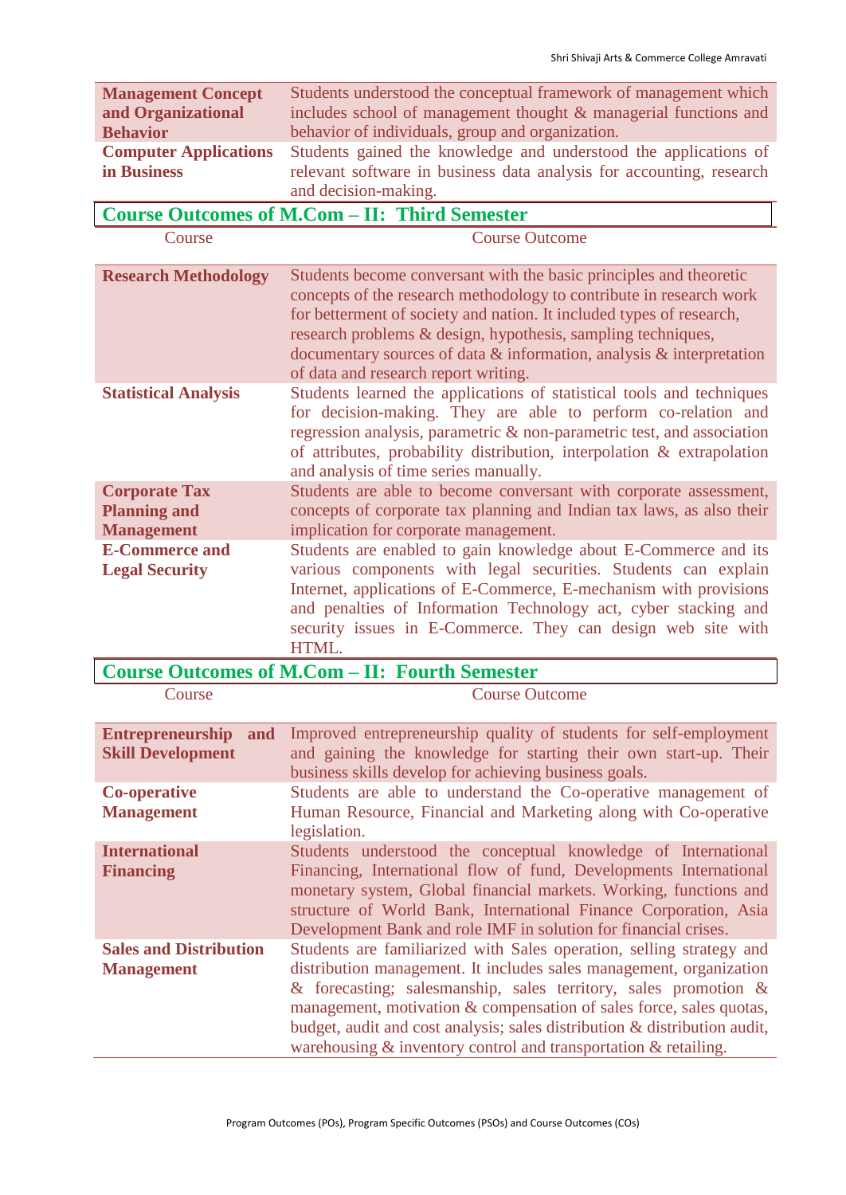| | |
|---|---|
| **Management Concept and Organizational Behavior** | Students understood the conceptual framework of management which includes school of management thought & managerial functions and behavior of individuals, group and organization. |
| **Computer Applications in Business** | Students gained the knowledge and understood the applications of relevant software in business data analysis for accounting, research and decision-making. |

## Course Outcomes of M.Com – II: Third Semester

| Course | Course Outcome |
|---|---|
| **Research Methodology** | Students become conversant with the basic principles and theoretic concepts of the research methodology to contribute in research work for betterment of society and nation. It included types of research, research problems & design, hypothesis, sampling techniques, documentary sources of data & information, analysis & interpretation of data and research report writing. |
| **Statistical Analysis** | Students learned the applications of statistical tools and techniques for decision-making. They are able to perform co-relation and regression analysis, parametric & non-parametric test, and association of attributes, probability distribution, interpolation & extrapolation and analysis of time series manually. |
| **Corporate Tax Planning and Management** | Students are able to become conversant with corporate assessment, concepts of corporate tax planning and Indian tax laws, as also their implication for corporate management. |
| **E-Commerce and Legal Security** | Students are enabled to gain knowledge about E-Commerce and its various components with legal securities. Students can explain Internet, applications of E-Commerce, E-mechanism with provisions and penalties of Information Technology act, cyber stacking and security issues in E-Commerce. They can design web site with HTML. |

## Course Outcomes of M.Com – II: Fourth Semester

| Course | Course Outcome |
|---|---|
| **Entrepreneurship and Skill Development** | Improved entrepreneurship quality of students for self-employment and gaining the knowledge for starting their own start-up. Their business skills develop for achieving business goals. |
| **Co-operative Management** | Students are able to understand the Co-operative management of Human Resource, Financial and Marketing along with Co-operative legislation. |
| **International Financing** | Students understood the conceptual knowledge of International Financing, International flow of fund, Developments International monetary system, Global financial markets. Working, functions and structure of World Bank, International Finance Corporation, Asia Development Bank and role IMF in solution for financial crises. |
| **Sales and Distribution Management** | Students are familiarized with Sales operation, selling strategy and distribution management. It includes sales management, organization & forecasting; salesmanship, sales territory, sales promotion & management, motivation & compensation of sales force, sales quotas, budget, audit and cost analysis; sales distribution & distribution audit, warehousing & inventory control and transportation & retailing. |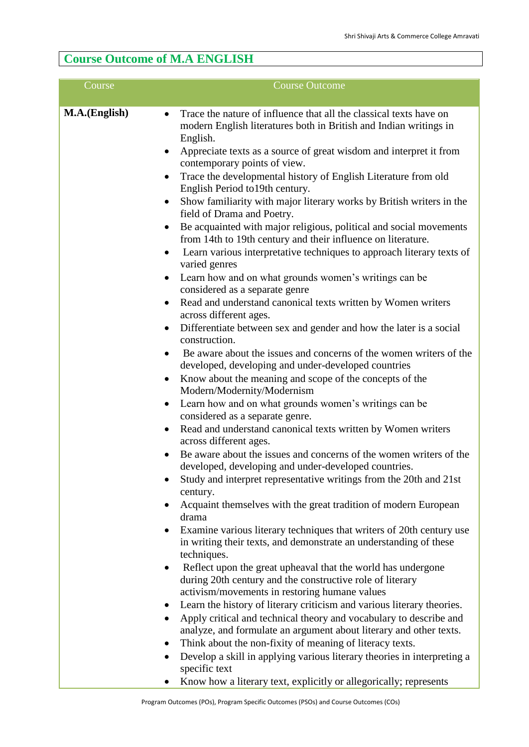## Course Outcome of M.A ENGLISH

| Course | Course Outcome |
|---|---|
| **M.A.(English)** | • Trace the nature of influence that all the classical texts have on modern English literatures both in British and Indian writings in English.<br>• Appreciate texts as a source of great wisdom and interpret it from contemporary points of view.<br>• Trace the developmental history of English Literature from old English Period to19th century.<br>• Show familiarity with major literary works by British writers in the field of Drama and Poetry.<br>• Be acquainted with major religious, political and social movements from 14th to 19th century and their influence on literature.<br>• Learn various interpretative techniques to approach literary texts of varied genres<br>• Learn how and on what grounds women's writings can be considered as a separate genre<br>• Read and understand canonical texts written by Women writers across different ages.<br>• Differentiate between sex and gender and how the later is a social construction.<br>• Be aware about the issues and concerns of the women writers of the developed, developing and under-developed countries<br>• Know about the meaning and scope of the concepts of the Modern/Modernity/Modernism<br>• Learn how and on what grounds women's writings can be considered as a separate genre.<br>• Read and understand canonical texts written by Women writers across different ages.<br>• Be aware about the issues and concerns of the women writers of the developed, developing and under-developed countries.<br>• Study and interpret representative writings from the 20th and 21st century.<br>• Acquaint themselves with the great tradition of modern European drama<br>• Examine various literary techniques that writers of 20th century use in writing their texts, and demonstrate an understanding of these techniques.<br>• Reflect upon the great upheaval that the world has undergone during 20th century and the constructive role of literary activism/movements in restoring humane values<br>• Learn the history of literary criticism and various literary theories.<br>• Apply critical and technical theory and vocabulary to describe and analyze, and formulate an argument about literary and other texts.<br>• Think about the non-fixity of meaning of literacy texts.<br>• Develop a skill in applying various literary theories in interpreting a specific text<br>• Know how a literary text, explicitly or allegorically; represents |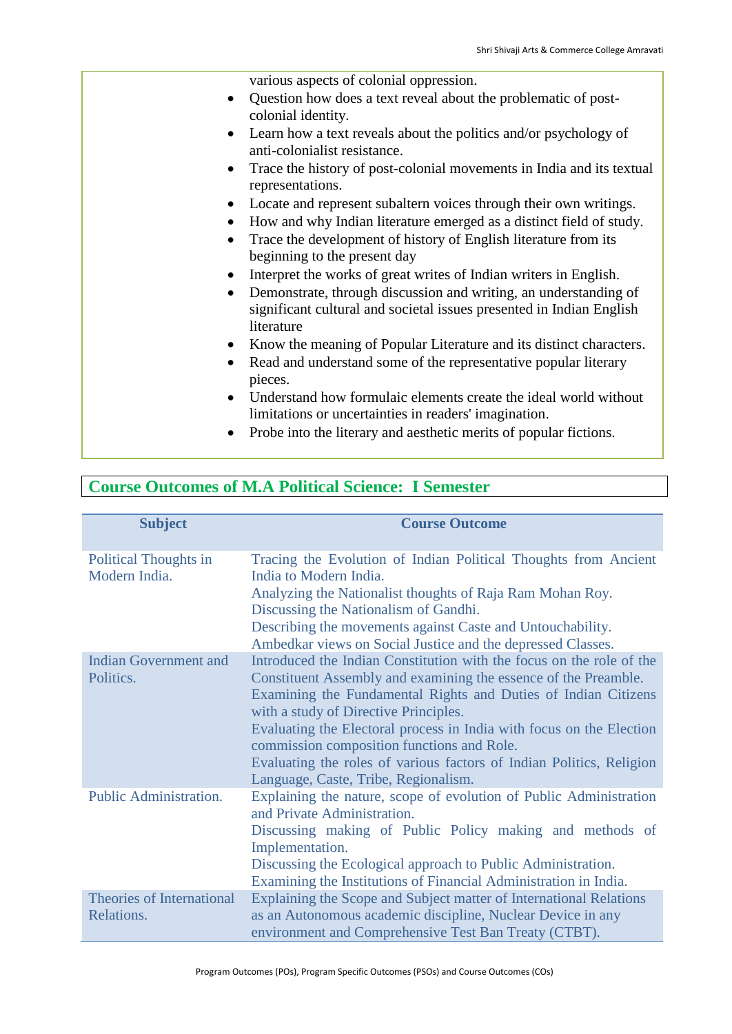various aspects of colonial oppression.

- Question how does a text reveal about the problematic of post-colonial identity.
- Learn how a text reveals about the politics and/or psychology of anti-colonialist resistance.
- Trace the history of post-colonial movements in India and its textual representations.
- Locate and represent subaltern voices through their own writings.
- How and why Indian literature emerged as a distinct field of study.
- Trace the development of history of English literature from its beginning to the present day
- Interpret the works of great writes of Indian writers in English.
- Demonstrate, through discussion and writing, an understanding of significant cultural and societal issues presented in Indian English literature
- Know the meaning of Popular Literature and its distinct characters.
- Read and understand some of the representative popular literary pieces.
- Understand how formulaic elements create the ideal world without limitations or uncertainties in readers' imagination.
- Probe into the literary and aesthetic merits of popular fictions.

## Course Outcomes of M.A Political Science: I Semester

| Subject | Course Outcome |
|---|---|
| Political Thoughts in Modern India. | Tracing the Evolution of Indian Political Thoughts from Ancient India to Modern India.<br>Analyzing the Nationalist thoughts of Raja Ram Mohan Roy.<br>Discussing the Nationalism of Gandhi.<br>Describing the movements against Caste and Untouchability.<br>Ambedkar views on Social Justice and the depressed Classes. |
| Indian Government and Politics. | Introduced the Indian Constitution with the focus on the role of the Constituent Assembly and examining the essence of the Preamble.<br>Examining the Fundamental Rights and Duties of Indian Citizens with a study of Directive Principles.<br>Evaluating the Electoral process in India with focus on the Election commission composition functions and Role.<br>Evaluating the roles of various factors of Indian Politics, Religion Language, Caste, Tribe, Regionalism. |
| Public Administration. | Explaining the nature, scope of evolution of Public Administration and Private Administration.<br>Discussing making of Public Policy making and methods of Implementation.<br>Discussing the Ecological approach to Public Administration.<br>Examining the Institutions of Financial Administration in India. |
| Theories of International Relations. | Explaining the Scope and Subject matter of International Relations as an Autonomous academic discipline, Nuclear Device in any environment and Comprehensive Test Ban Treaty (CTBT). |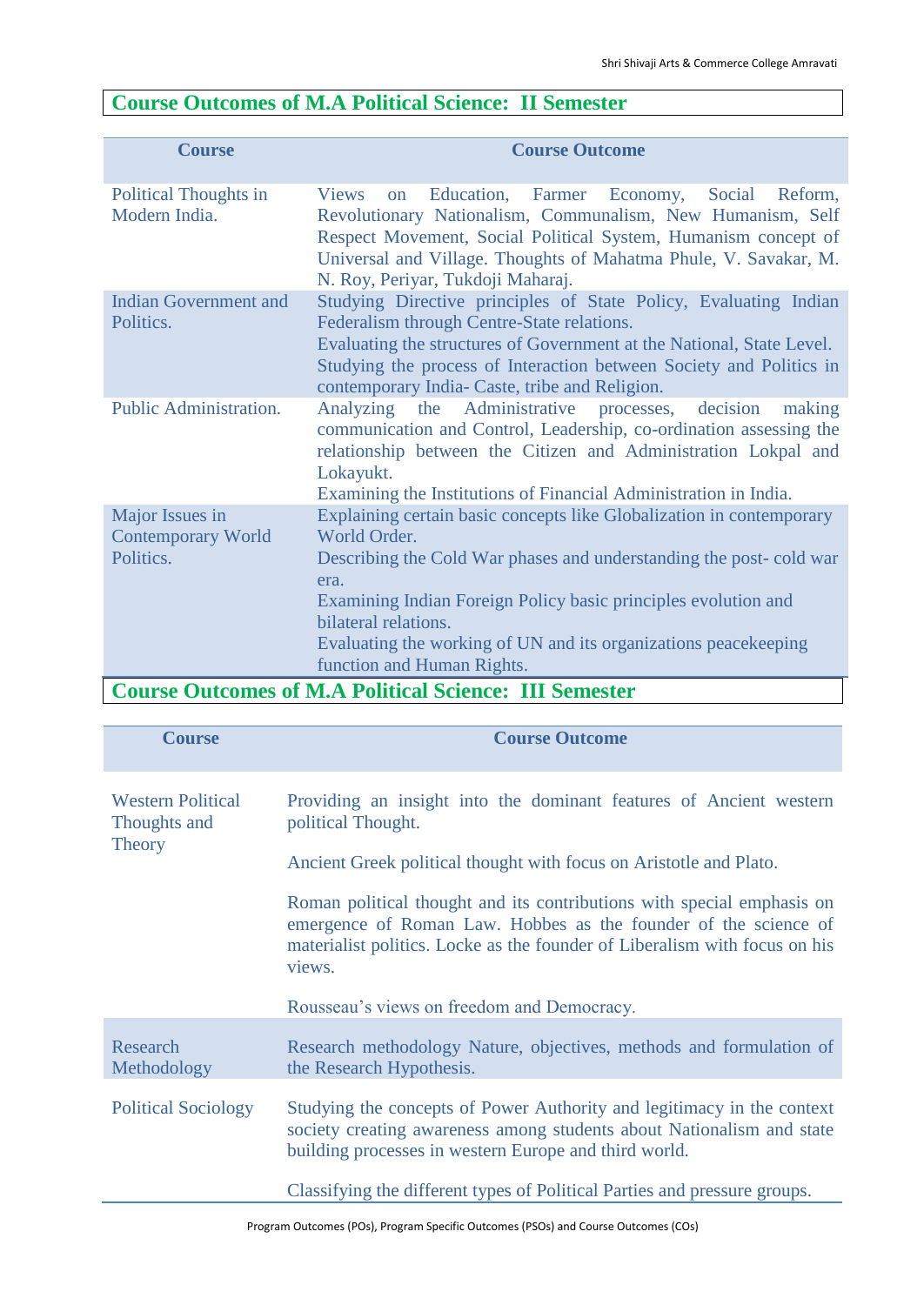## Course Outcomes of M.A Political Science: II Semester

| Course | Course Outcome |
|---|---|
| Political Thoughts in Modern India. | Views on Education, Farmer Economy, Social Reform, Revolutionary Nationalism, Communalism, New Humanism, Self Respect Movement, Social Political System, Humanism concept of Universal and Village. Thoughts of Mahatma Phule, V. Savakar, M. N. Roy, Periyar, Tukdoji Maharaj. |
| Indian Government and Politics. | Studying Directive principles of State Policy, Evaluating Indian Federalism through Centre-State relations.<br>Evaluating the structures of Government at the National, State Level.<br>Studying the process of Interaction between Society and Politics in contemporary India- Caste, tribe and Religion. |
| Public Administration. | Analyzing the Administrative processes, decision making communication and Control, Leadership, co-ordination assessing the relationship between the Citizen and Administration Lokpal and Lokayukt.<br>Examining the Institutions of Financial Administration in India. |
| Major Issues in Contemporary World Politics. | Explaining certain basic concepts like Globalization in contemporary World Order.<br>Describing the Cold War phases and understanding the post- cold war era.<br>Examining Indian Foreign Policy basic principles evolution and bilateral relations.<br>Evaluating the working of UN and its organizations peacekeeping function and Human Rights. |

## Course Outcomes of M.A Political Science: III Semester

| Course | Course Outcome |
|---|---|
| Western Political Thoughts and Theory | Providing an insight into the dominant features of Ancient western political Thought.<br>Ancient Greek political thought with focus on Aristotle and Plato.<br>Roman political thought and its contributions with special emphasis on emergence of Roman Law. Hobbes as the founder of the science of materialist politics. Locke as the founder of Liberalism with focus on his views.<br>Rousseau's views on freedom and Democracy. |
| Research Methodology | Research methodology Nature, objectives, methods and formulation of the Research Hypothesis. |
| Political Sociology | Studying the concepts of Power Authority and legitimacy in the context society creating awareness among students about Nationalism and state building processes in western Europe and third world.<br>Classifying the different types of Political Parties and pressure groups. |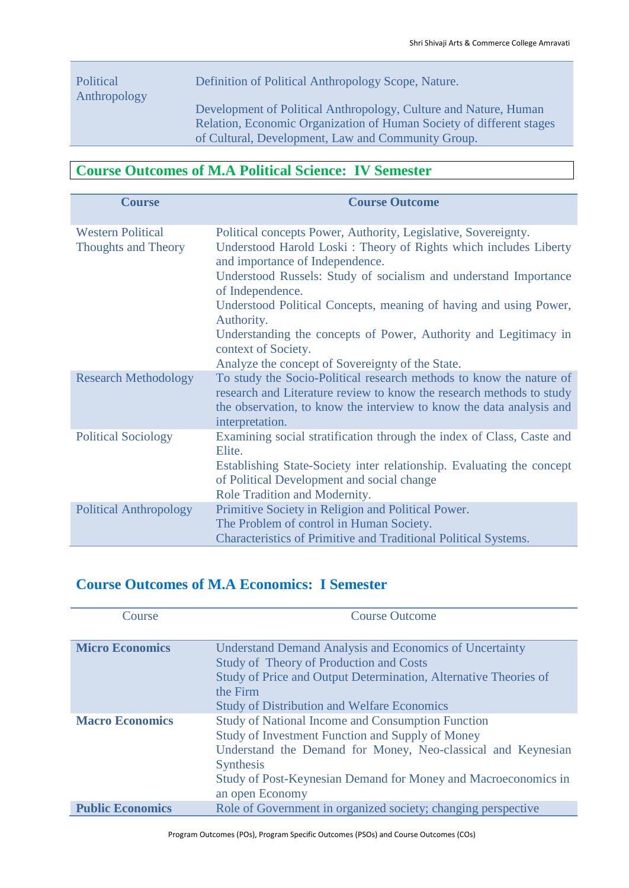| | |
|---|---|
| Political Anthropology | Definition of Political Anthropology Scope, Nature.<br><br>Development of Political Anthropology, Culture and Nature, Human Relation, Economic Organization of Human Society of different stages of Cultural, Development, Law and Community Group. |

## Course Outcomes of M.A Political Science: IV Semester

| Course | Course Outcome |
|---|---|
| Western Political Thoughts and Theory | Political concepts Power, Authority, Legislative, Sovereignty.<br>Understood Harold Loski : Theory of Rights which includes Liberty and importance of Independence.<br>Understood Russels: Study of socialism and understand Importance of Independence.<br>Understood Political Concepts, meaning of having and using Power, Authority.<br>Understanding the concepts of Power, Authority and Legitimacy in context of Society.<br>Analyze the concept of Sovereignty of the State. |
| Research Methodology | To study the Socio-Political research methods to know the nature of research and Literature review to know the research methods to study the observation, to know the interview to know the data analysis and interpretation. |
| Political Sociology | Examining social stratification through the index of Class, Caste and Elite.<br>Establishing State-Society inter relationship. Evaluating the concept of Political Development and social change<br>Role Tradition and Modernity. |
| Political Anthropology | Primitive Society in Religion and Political Power.<br>The Problem of control in Human Society.<br>Characteristics of Primitive and Traditional Political Systems. |

## Course Outcomes of M.A Economics: I Semester

| Course | Course Outcome |
|---|---|
| **Micro Economics** | Understand Demand Analysis and Economics of Uncertainty<br>Study of Theory of Production and Costs<br>Study of Price and Output Determination, Alternative Theories of the Firm<br>Study of Distribution and Welfare Economics |
| **Macro Economics** | Study of National Income and Consumption Function<br>Study of Investment Function and Supply of Money<br>Understand the Demand for Money, Neo-classical and Keynesian Synthesis<br>Study of Post-Keynesian Demand for Money and Macroeconomics in an open Economy |
| **Public Economics** | Role of Government in organized society; changing perspective |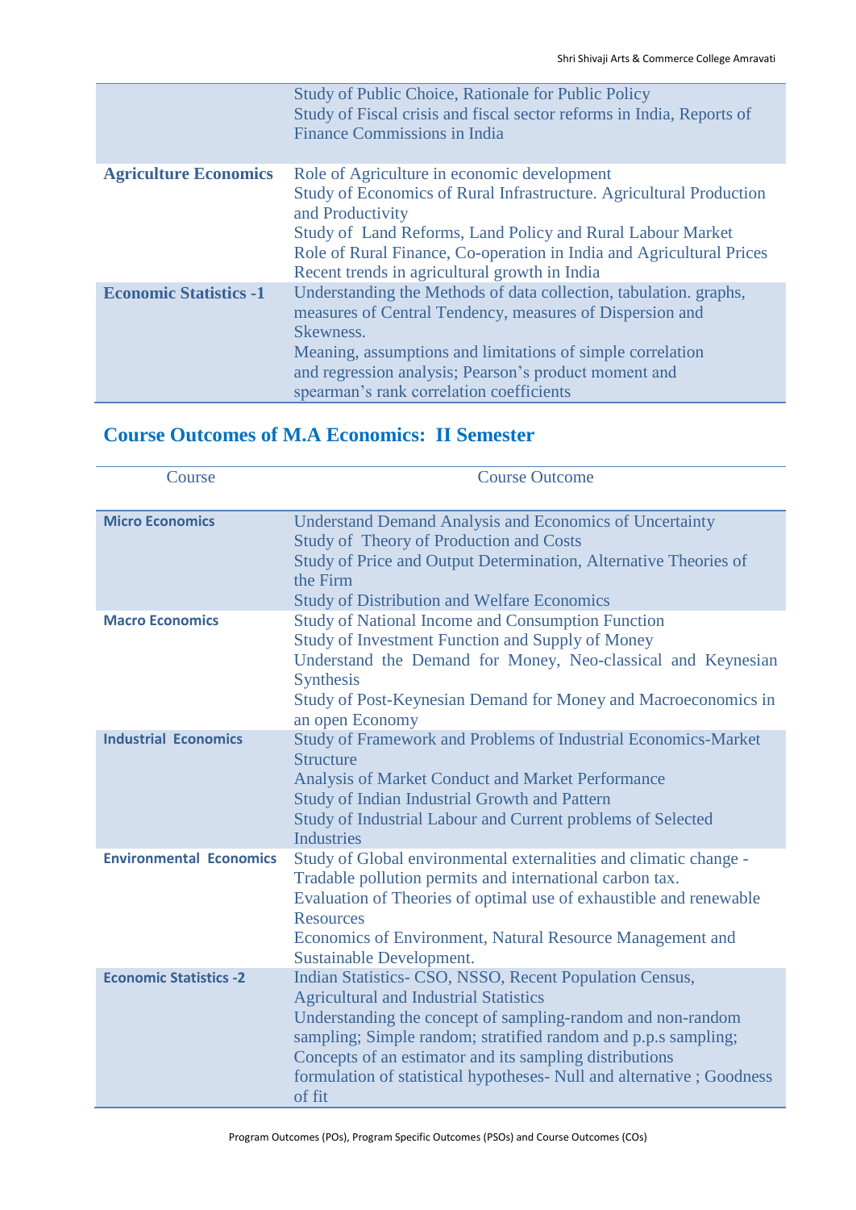| | |
|---|---|
| | Study of Public Choice, Rationale for Public Policy<br>Study of Fiscal crisis and fiscal sector reforms in India, Reports of Finance Commissions in India |
| **Agriculture Economics** | Role of Agriculture in economic development<br>Study of Economics of Rural Infrastructure. Agricultural Production and Productivity<br>Study of Land Reforms, Land Policy and Rural Labour Market<br>Role of Rural Finance, Co-operation in India and Agricultural Prices<br>Recent trends in agricultural growth in India |
| **Economic Statistics -1** | Understanding the Methods of data collection, tabulation. graphs, measures of Central Tendency, measures of Dispersion and Skewness.<br>Meaning, assumptions and limitations of simple correlation and regression analysis; Pearson's product moment and spearman's rank correlation coefficients |

## Course Outcomes of M.A Economics: II Semester

| Course | Course Outcome |
|---|---|
| **Micro Economics** | Understand Demand Analysis and Economics of Uncertainty<br>Study of Theory of Production and Costs<br>Study of Price and Output Determination, Alternative Theories of the Firm<br>Study of Distribution and Welfare Economics |
| **Macro Economics** | Study of National Income and Consumption Function<br>Study of Investment Function and Supply of Money<br>Understand the Demand for Money, Neo-classical and Keynesian Synthesis<br>Study of Post-Keynesian Demand for Money and Macroeconomics in an open Economy |
| **Industrial Economics** | Study of Framework and Problems of Industrial Economics-Market Structure<br>Analysis of Market Conduct and Market Performance<br>Study of Indian Industrial Growth and Pattern<br>Study of Industrial Labour and Current problems of Selected Industries |
| **Environmental Economics** | Study of Global environmental externalities and climatic change - Tradable pollution permits and international carbon tax.<br>Evaluation of Theories of optimal use of exhaustible and renewable Resources<br>Economics of Environment, Natural Resource Management and Sustainable Development. |
| **Economic Statistics -2** | Indian Statistics- CSO, NSSO, Recent Population Census, Agricultural and Industrial Statistics<br>Understanding the concept of sampling-random and non-random sampling; Simple random; stratified random and p.p.s sampling; Concepts of an estimator and its sampling distributions<br>formulation of statistical hypotheses- Null and alternative ; Goodness of fit |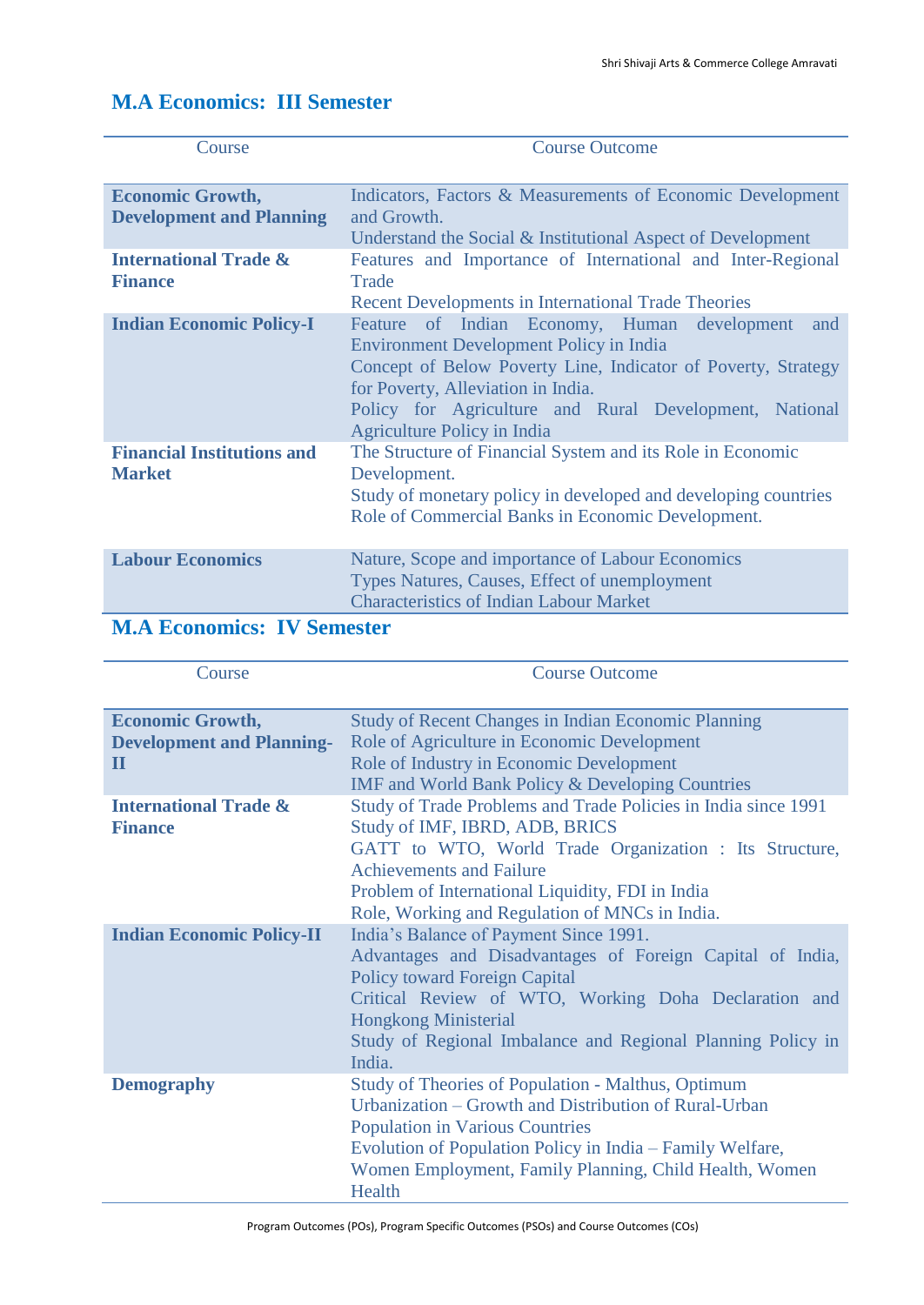## M.A Economics: III Semester

| Course | Course Outcome |
|---|---|
| **Economic Growth, Development and Planning** | Indicators, Factors & Measurements of Economic Development and Growth.<br>Understand the Social & Institutional Aspect of Development |
| **International Trade & Finance** | Features and Importance of International and Inter-Regional Trade<br>Recent Developments in International Trade Theories |
| **Indian Economic Policy-I** | Feature of Indian Economy, Human development and Environment Development Policy in India<br>Concept of Below Poverty Line, Indicator of Poverty, Strategy for Poverty, Alleviation in India.<br>Policy for Agriculture and Rural Development, National Agriculture Policy in India |
| **Financial Institutions and Market** | The Structure of Financial System and its Role in Economic Development.<br>Study of monetary policy in developed and developing countries<br>Role of Commercial Banks in Economic Development. |
| **Labour Economics** | Nature, Scope and importance of Labour Economics<br>Types Natures, Causes, Effect of unemployment<br>Characteristics of Indian Labour Market |

## M.A Economics: IV Semester

| Course | Course Outcome |
|---|---|
| **Economic Growth, Development and Planning-II** | Study of Recent Changes in Indian Economic Planning<br>Role of Agriculture in Economic Development<br>Role of Industry in Economic Development<br>IMF and World Bank Policy & Developing Countries |
| **International Trade & Finance** | Study of Trade Problems and Trade Policies in India since 1991<br>Study of IMF, IBRD, ADB, BRICS<br>GATT to WTO, World Trade Organization : Its Structure, Achievements and Failure<br>Problem of International Liquidity, FDI in India<br>Role, Working and Regulation of MNCs in India. |
| **Indian Economic Policy-II** | India's Balance of Payment Since 1991.<br>Advantages and Disadvantages of Foreign Capital of India, Policy toward Foreign Capital<br>Critical Review of WTO, Working Doha Declaration and Hongkong Ministerial<br>Study of Regional Imbalance and Regional Planning Policy in India. |
| **Demography** | Study of Theories of Population - Malthus, Optimum<br>Urbanization – Growth and Distribution of Rural-Urban Population in Various Countries<br>Evolution of Population Policy in India – Family Welfare, Women Employment, Family Planning, Child Health, Women Health |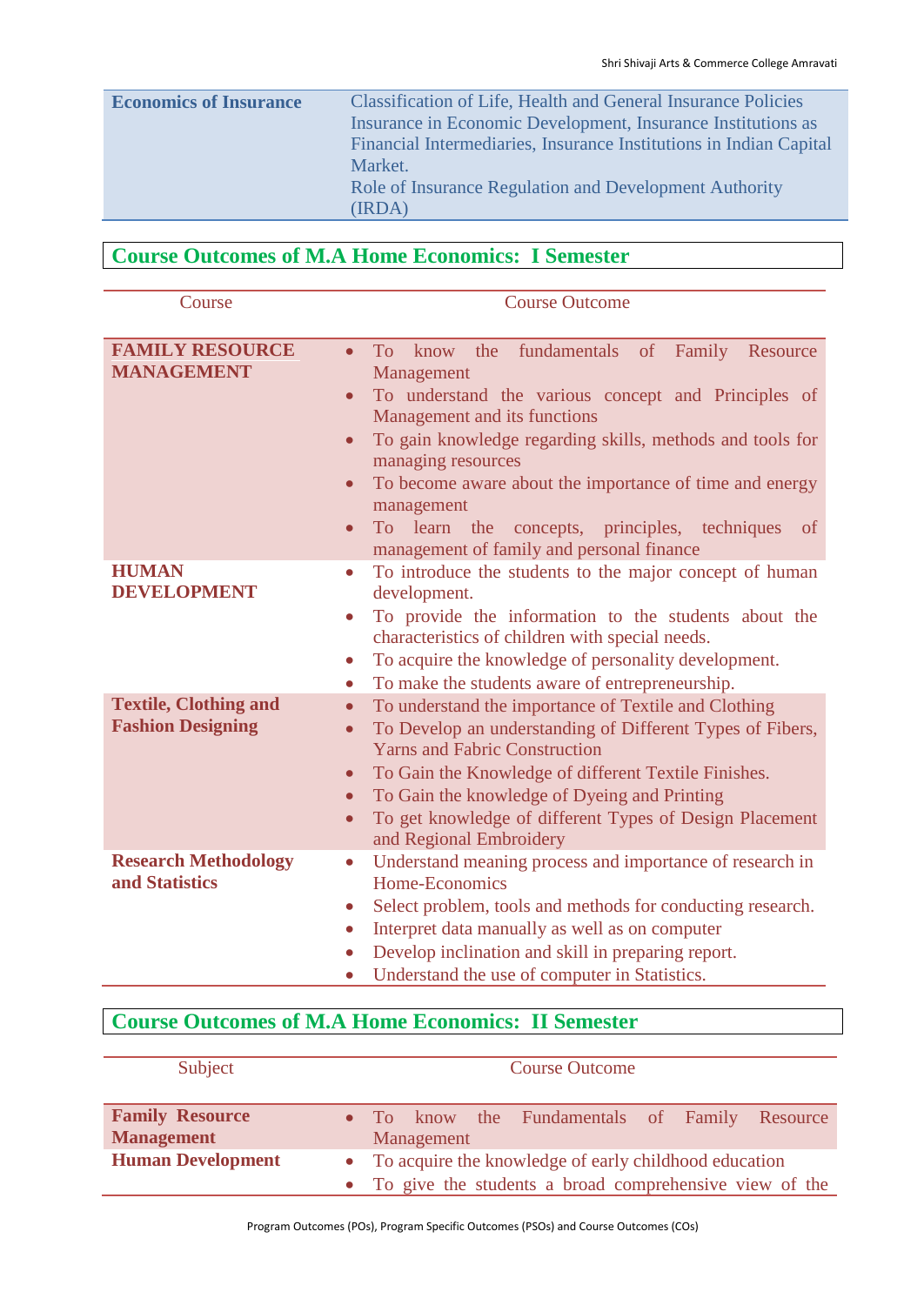| Economics of Insurance | Classification of Life, Health and General Insurance Policies Insurance in Economic Development, Insurance Institutions as Financial Intermediaries, Insurance Institutions in Indian Capital Market. Role of Insurance Regulation and Development Authority (IRDA) |
|---|---|

## Course Outcomes of M.A Home Economics: I Semester

| Course | Course Outcome |
|---|---|
| **FAMILY RESOURCE MANAGEMENT** | • To know the fundamentals of Family Resource Management<br>• To understand the various concept and Principles of Management and its functions<br>• To gain knowledge regarding skills, methods and tools for managing resources<br>• To become aware about the importance of time and energy management<br>• To learn the concepts, principles, techniques of management of family and personal finance |
| **HUMAN DEVELOPMENT** | • To introduce the students to the major concept of human development.<br>• To provide the information to the students about the characteristics of children with special needs.<br>• To acquire the knowledge of personality development.<br>• To make the students aware of entrepreneurship. |
| **Textile, Clothing and Fashion Designing** | • To understand the importance of Textile and Clothing<br>• To Develop an understanding of Different Types of Fibers, Yarns and Fabric Construction<br>• To Gain the Knowledge of different Textile Finishes.<br>• To Gain the knowledge of Dyeing and Printing<br>• To get knowledge of different Types of Design Placement and Regional Embroidery |
| **Research Methodology and Statistics** | • Understand meaning process and importance of research in Home-Economics<br>• Select problem, tools and methods for conducting research.<br>• Interpret data manually as well as on computer<br>• Develop inclination and skill in preparing report.<br>• Understand the use of computer in Statistics. |

## Course Outcomes of M.A Home Economics: II Semester

| Subject | Course Outcome |
|---|---|
| **Family Resource Management** | • To know the Fundamentals of Family Resource Management |
| **Human Development** | • To acquire the knowledge of early childhood education<br>• To give the students a broad comprehensive view of the |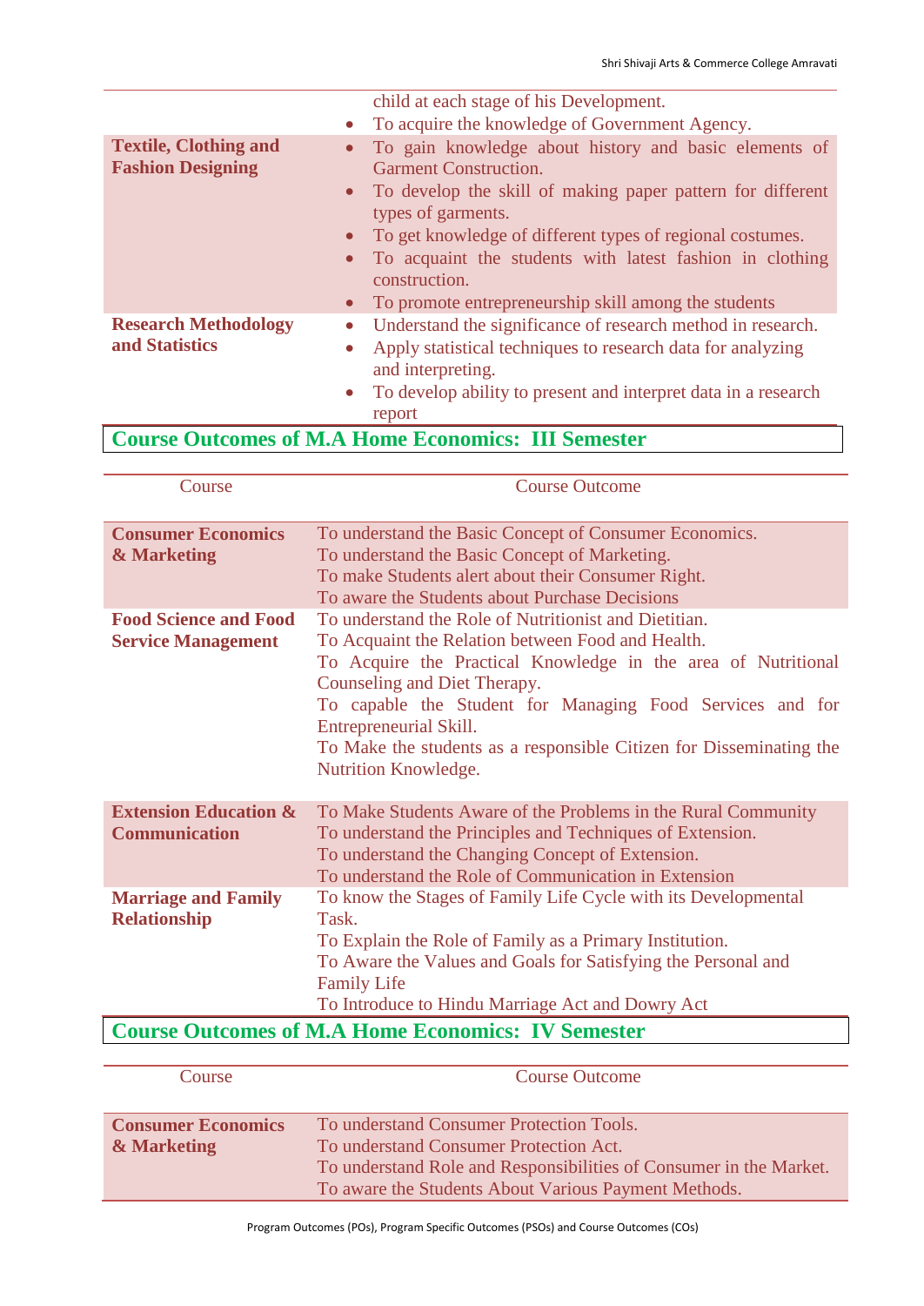| | |
|---|---|
| | child at each stage of his Development.<br>• To acquire the knowledge of Government Agency. |
| **Textile, Clothing and Fashion Designing** | • To gain knowledge about history and basic elements of Garment Construction.<br>• To develop the skill of making paper pattern for different types of garments.<br>• To get knowledge of different types of regional costumes.<br>• To acquaint the students with latest fashion in clothing construction.<br>• To promote entrepreneurship skill among the students |
| **Research Methodology and Statistics** | • Understand the significance of research method in research.<br>• Apply statistical techniques to research data for analyzing and interpreting.<br>• To develop ability to present and interpret data in a research report |

## Course Outcomes of M.A Home Economics: III Semester

| Course | Course Outcome |
|---|---|
| **Consumer Economics & Marketing** | To understand the Basic Concept of Consumer Economics.<br>To understand the Basic Concept of Marketing.<br>To make Students alert about their Consumer Right.<br>To aware the Students about Purchase Decisions |
| **Food Science and Food Service Management** | To understand the Role of Nutritionist and Dietitian.<br>To Acquaint the Relation between Food and Health.<br>To Acquire the Practical Knowledge in the area of Nutritional Counseling and Diet Therapy.<br>To capable the Student for Managing Food Services and for Entrepreneurial Skill.<br>To Make the students as a responsible Citizen for Disseminating the Nutrition Knowledge. |
| **Extension Education & Communication** | To Make Students Aware of the Problems in the Rural Community<br>To understand the Principles and Techniques of Extension.<br>To understand the Changing Concept of Extension.<br>To understand the Role of Communication in Extension |
| **Marriage and Family Relationship** | To know the Stages of Family Life Cycle with its Developmental Task.<br>To Explain the Role of Family as a Primary Institution.<br>To Aware the Values and Goals for Satisfying the Personal and Family Life<br>To Introduce to Hindu Marriage Act and Dowry Act |

## Course Outcomes of M.A Home Economics: IV Semester

| Course | Course Outcome |
|---|---|
| **Consumer Economics & Marketing** | To understand Consumer Protection Tools.<br>To understand Consumer Protection Act.<br>To understand Role and Responsibilities of Consumer in the Market.<br>To aware the Students About Various Payment Methods. |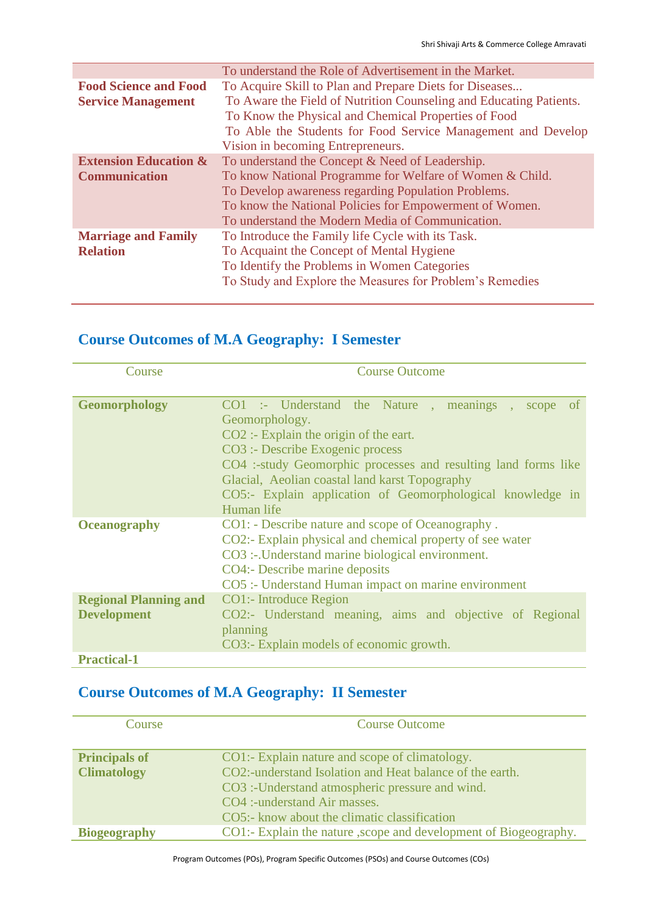| | |
|---|---|
| | To understand the Role of Advertisement in the Market. |
| **Food Science and Food Service Management** | To Acquire Skill to Plan and Prepare Diets for Diseases...<br>To Aware the Field of Nutrition Counseling and Educating Patients.<br>To Know the Physical and Chemical Properties of Food<br>To Able the Students for Food Service Management and Develop Vision in becoming Entrepreneurs. |
| **Extension Education & Communication** | To understand the Concept & Need of Leadership.<br>To know National Programme for Welfare of Women & Child.<br>To Develop awareness regarding Population Problems.<br>To know the National Policies for Empowerment of Women.<br>To understand the Modern Media of Communication. |
| **Marriage and Family Relation** | To Introduce the Family life Cycle with its Task.<br>To Acquaint the Concept of Mental Hygiene<br>To Identify the Problems in Women Categories<br>To Study and Explore the Measures for Problem's Remedies |

## Course Outcomes of M.A Geography: I Semester

| Course | Course Outcome |
|---|---|
| **Geomorphology** | CO1 :- Understand the Nature , meanings , scope of Geomorphology.<br>CO2 :- Explain the origin of the eart.<br>CO3 :- Describe Exogenic process<br>CO4 :-study Geomorphic processes and resulting land forms like Glacial, Aeolian coastal land karst Topography<br>CO5:- Explain application of Geomorphological knowledge in Human life |
| **Oceanography** | CO1: - Describe nature and scope of Oceanography .<br>CO2:- Explain physical and chemical property of see water<br>CO3 :-.Understand marine biological environment.<br>CO4:- Describe marine deposits<br>CO5 :- Understand Human impact on marine environment |
| **Regional Planning and Development** | CO1:- Introduce Region<br>CO2:- Understand meaning, aims and objective of Regional planning<br>CO3:- Explain models of economic growth. |
| **Practical-1** | |

## Course Outcomes of M.A Geography: II Semester

| Course | Course Outcome |
|---|---|
| **Principals of Climatology** | CO1:- Explain nature and scope of climatology.<br>CO2:-understand Isolation and Heat balance of the earth.<br>CO3 :-Understand atmospheric pressure and wind.<br>CO4 :-understand Air masses.<br>CO5:- know about the climatic classification |
| **Biogeography** | CO1:- Explain the nature ,scope and development of Biogeography. |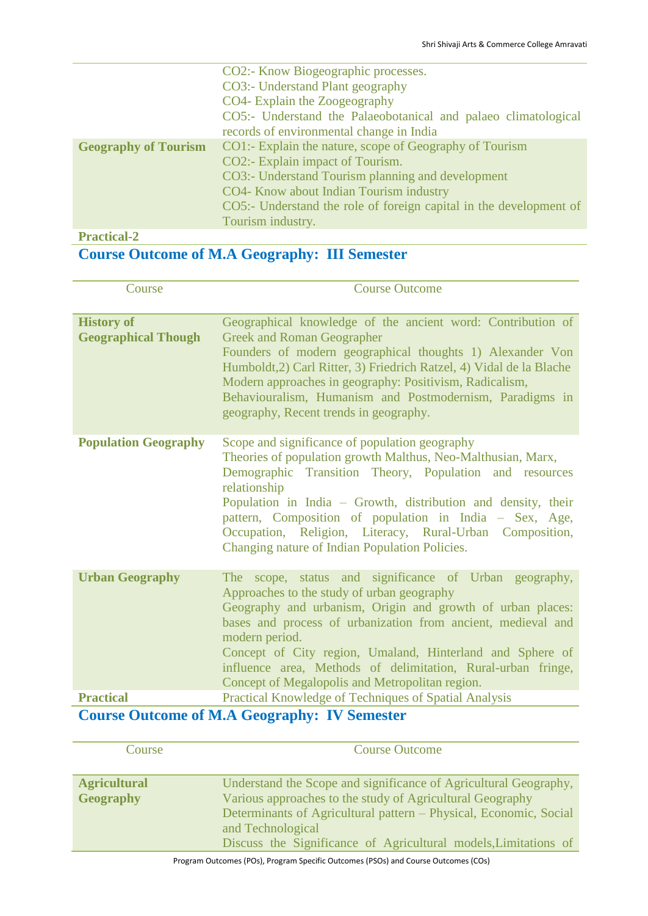| | |
|---|---|
| | CO2:- Know Biogeographic processes.<br>CO3:- Understand Plant geography<br>CO4- Explain the Zoogeography<br>CO5:- Understand the Palaeobotanical and palaeo climatological records of environmental change in India |
| **Geography of Tourism** | CO1:- Explain the nature, scope of Geography of Tourism<br>CO2:- Explain impact of Tourism.<br>CO3:- Understand Tourism planning and development<br>CO4- Know about Indian Tourism industry<br>CO5:- Understand the role of foreign capital in the development of Tourism industry. |
| **Practical-2** | |

## Course Outcome of M.A Geography: III Semester

| Course | Course Outcome |
|---|---|
| **History of Geographical Though** | Geographical knowledge of the ancient word: Contribution of Greek and Roman Geographer<br>Founders of modern geographical thoughts 1) Alexander Von Humboldt,2) Carl Ritter, 3) Friedrich Ratzel, 4) Vidal de la Blache<br>Modern approaches in geography: Positivism, Radicalism, Behaviouralism, Humanism and Postmodernism, Paradigms in geography, Recent trends in geography. |
| **Population Geography** | Scope and significance of population geography<br>Theories of population growth Malthus, Neo-Malthusian, Marx, Demographic Transition Theory, Population and resources relationship<br>Population in India – Growth, distribution and density, their pattern, Composition of population in India – Sex, Age, Occupation, Religion, Literacy, Rural-Urban Composition, Changing nature of Indian Population Policies. |
| **Urban Geography** | The scope, status and significance of Urban geography, Approaches to the study of urban geography<br>Geography and urbanism, Origin and growth of urban places: bases and process of urbanization from ancient, medieval and modern period.<br>Concept of City region, Umaland, Hinterland and Sphere of influence area, Methods of delimitation, Rural-urban fringe, Concept of Megalopolis and Metropolitan region. |
| **Practical** | Practical Knowledge of Techniques of Spatial Analysis |

## Course Outcome of M.A Geography: IV Semester

| Course | Course Outcome |
|---|---|
| **Agricultural Geography** | Understand the Scope and significance of Agricultural Geography, Various approaches to the study of Agricultural Geography<br>Determinants of Agricultural pattern – Physical, Economic, Social and Technological<br>Discuss the Significance of Agricultural models,Limitations of |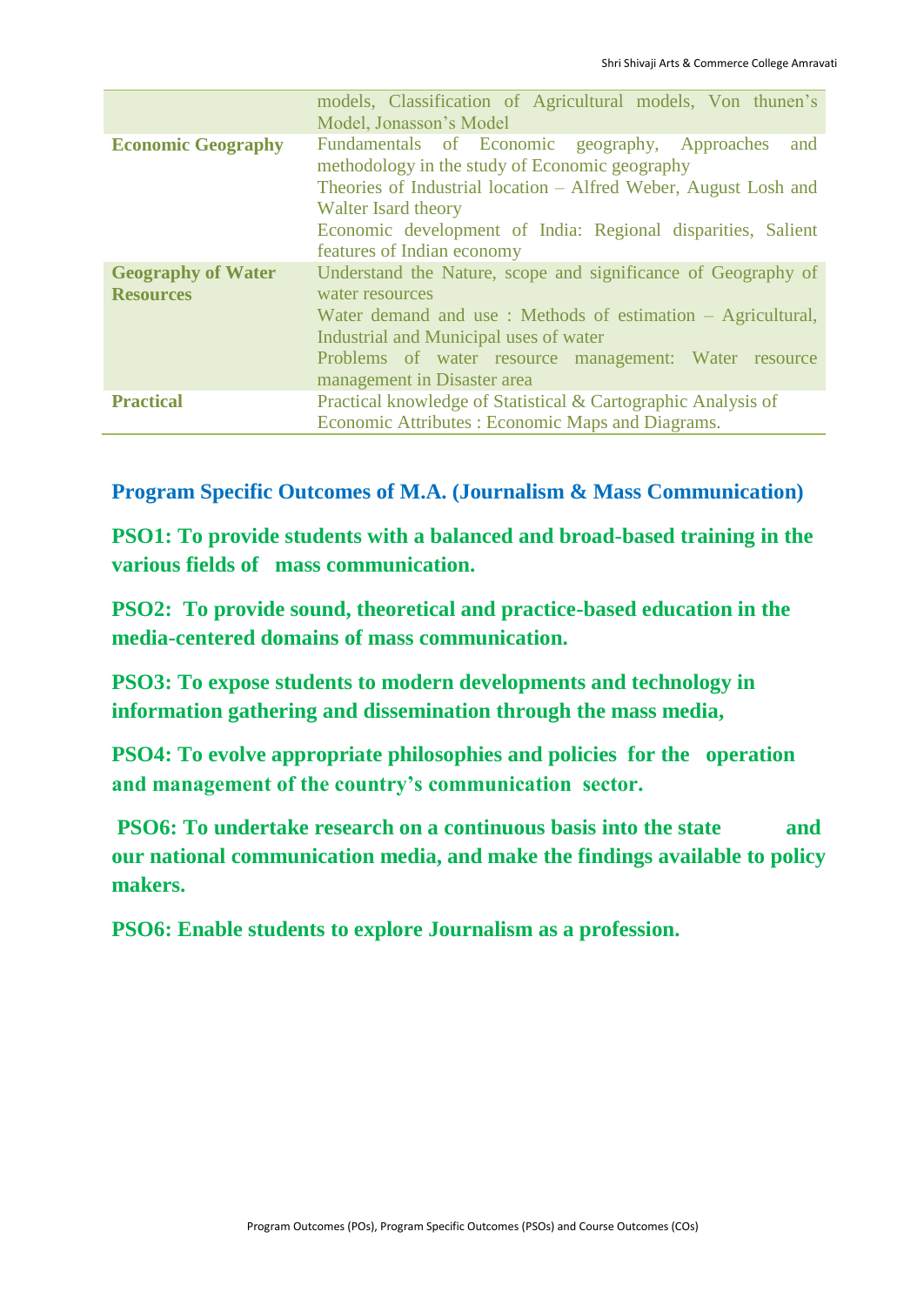| | |
|---|---|
| | models, Classification of Agricultural models, Von thunen's Model, Jonasson's Model |
| **Economic Geography** | Fundamentals of Economic geography, Approaches and methodology in the study of Economic geography<br>Theories of Industrial location – Alfred Weber, August Losh and Walter Isard theory<br>Economic development of India: Regional disparities, Salient features of Indian economy |
| **Geography of Water Resources** | Understand the Nature, scope and significance of Geography of water resources<br>Water demand and use : Methods of estimation – Agricultural, Industrial and Municipal uses of water<br>Problems of water resource management: Water resource management in Disaster area |
| **Practical** | Practical knowledge of Statistical & Cartographic Analysis of Economic Attributes : Economic Maps and Diagrams. |

## Program Specific Outcomes of M.A. (Journalism & Mass Communication)

**PSO1: To provide students with a balanced and broad-based training in the various fields of mass communication.**

**PSO2: To provide sound, theoretical and practice-based education in the media-centered domains of mass communication.**

**PSO3: To expose students to modern developments and technology in information gathering and dissemination through the mass media,**

**PSO4: To evolve appropriate philosophies and policies for the operation and management of the country's communication sector.**

**PSO6: To undertake research on a continuous basis into the state and our national communication media, and make the findings available to policy makers.**

**PSO6: Enable students to explore Journalism as a profession.**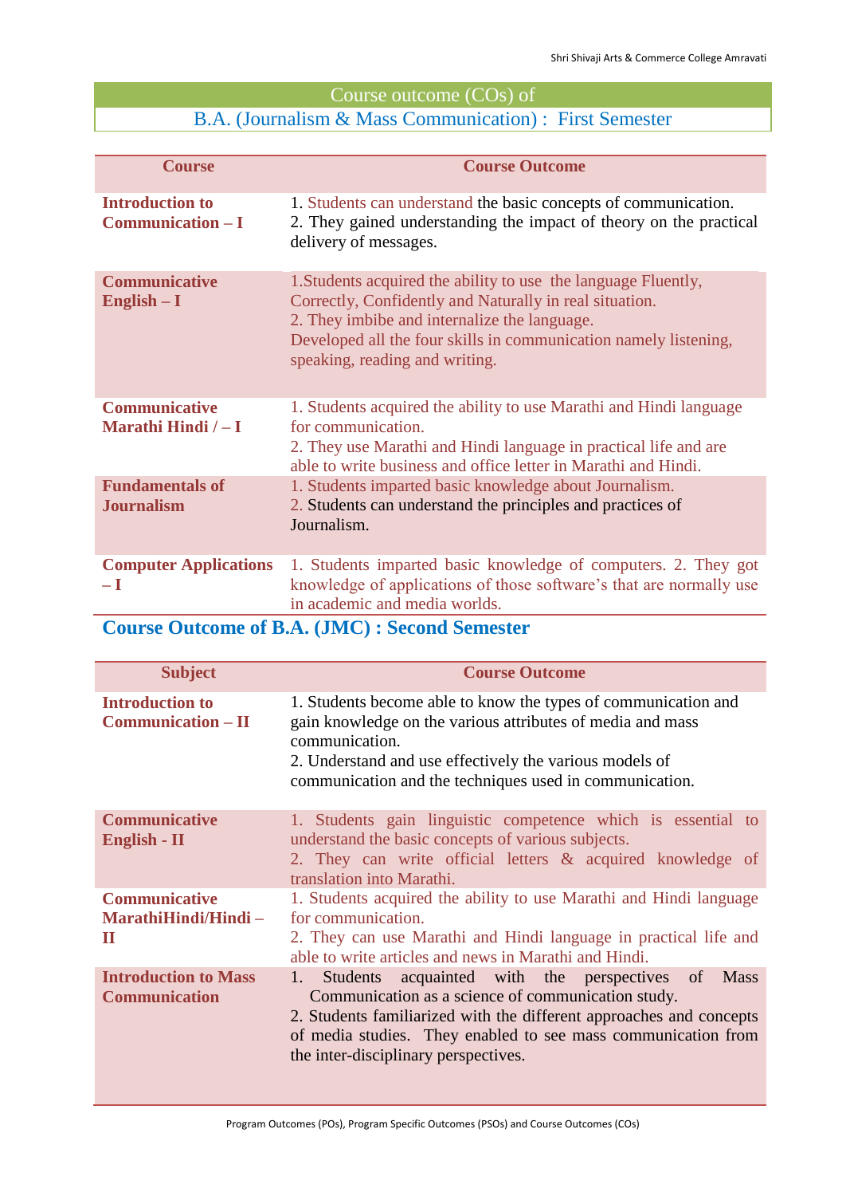## Course outcome (COs) of B.A. (Journalism & Mass Communication) : First Semester

| Course | Course Outcome |
|---|---|
| **Introduction to Communication – I** | 1. Students can understand the basic concepts of communication.<br>2. They gained understanding the impact of theory on the practical delivery of messages. |
| **Communicative English – I** | 1.Students acquired the ability to use the language Fluently, Correctly, Confidently and Naturally in real situation.<br>2. They imbibe and internalize the language.<br>Developed all the four skills in communication namely listening, speaking, reading and writing. |
| **Communicative Marathi Hindi / – I** | 1. Students acquired the ability to use Marathi and Hindi language for communication.<br>2. They use Marathi and Hindi language in practical life and are able to write business and office letter in Marathi and Hindi. |
| **Fundamentals of Journalism** | 1. Students imparted basic knowledge about Journalism.<br>2. Students can understand the principles and practices of Journalism. |
| **Computer Applications – I** | 1. Students imparted basic knowledge of computers. 2. They got knowledge of applications of those software's that are normally use in academic and media worlds. |

## Course Outcome of B.A. (JMC) : Second Semester

| Subject | Course Outcome |
|---|---|
| **Introduction to Communication – II** | 1. Students become able to know the types of communication and gain knowledge on the various attributes of media and mass communication.<br>2. Understand and use effectively the various models of communication and the techniques used in communication. |
| **Communicative English - II** | 1. Students gain linguistic competence which is essential to understand the basic concepts of various subjects.<br>2. They can write official letters & acquired knowledge of translation into Marathi. |
| **Communicative MarathiHindi/Hindi – II** | 1. Students acquired the ability to use Marathi and Hindi language for communication.<br>2. They can use Marathi and Hindi language in practical life and able to write articles and news in Marathi and Hindi. |
| **Introduction to Mass Communication** | 1. Students acquainted with the perspectives of Mass Communication as a science of communication study.<br>2. Students familiarized with the different approaches and concepts of media studies. They enabled to see mass communication from the inter-disciplinary perspectives. |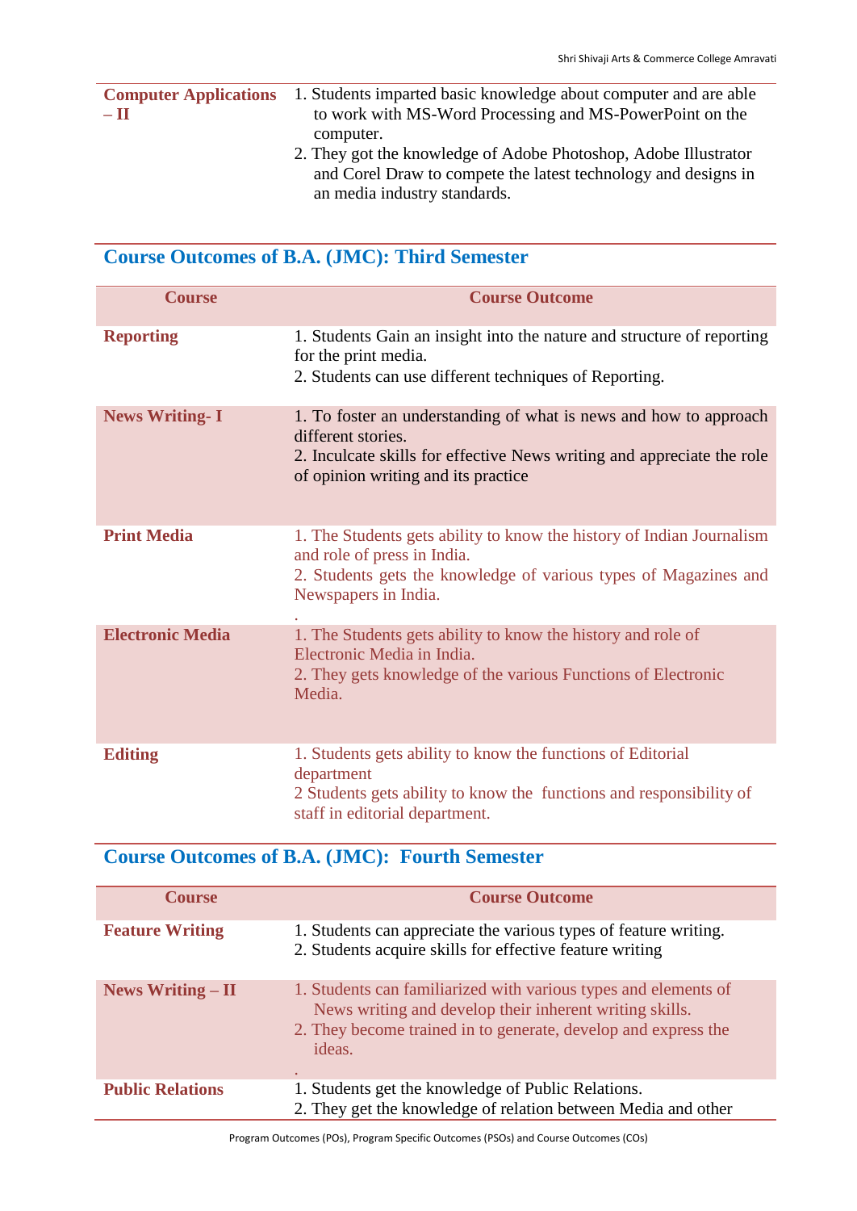| | |
|---|---|
| **Computer Applications – II** | 1. Students imparted basic knowledge about computer and are able to work with MS-Word Processing and MS-PowerPoint on the computer.<br>2. They got the knowledge of Adobe Photoshop, Adobe Illustrator and Corel Draw to compete the latest technology and designs in an media industry standards. |

## Course Outcomes of B.A. (JMC): Third Semester

| Course | Course Outcome |
|---|---|
| **Reporting** | 1. Students Gain an insight into the nature and structure of reporting for the print media.<br>2. Students can use different techniques of Reporting. |
| **News Writing- I** | 1. To foster an understanding of what is news and how to approach different stories.<br>2. Inculcate skills for effective News writing and appreciate the role of opinion writing and its practice |
| **Print Media** | 1. The Students gets ability to know the history of Indian Journalism and role of press in India.<br>2. Students gets the knowledge of various types of Magazines and Newspapers in India.<br>. |
| **Electronic Media** | 1. The Students gets ability to know the history and role of Electronic Media in India.<br>2. They gets knowledge of the various Functions of Electronic Media. |
| **Editing** | 1. Students gets ability to know the functions of Editorial department<br>2 Students gets ability to know the functions and responsibility of staff in editorial department. |

## Course Outcomes of B.A. (JMC): Fourth Semester

| Course | Course Outcome |
|---|---|
| **Feature Writing** | 1. Students can appreciate the various types of feature writing.<br>2. Students acquire skills for effective feature writing |
| **News Writing – II** | 1. Students can familiarized with various types and elements of News writing and develop their inherent writing skills.<br>2. They become trained in to generate, develop and express the ideas.<br>. |
| **Public Relations** | 1. Students get the knowledge of Public Relations.<br>2. They get the knowledge of relation between Media and other |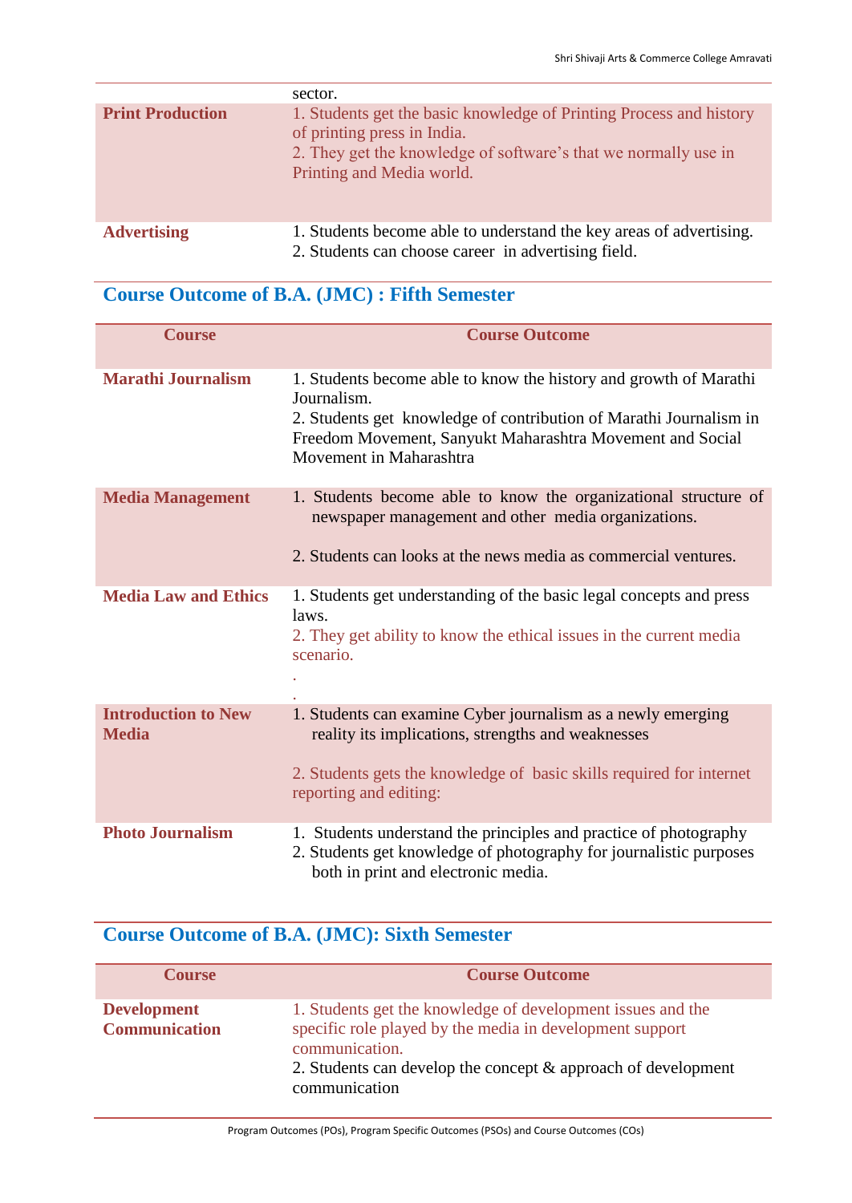| | |
|---|---|
| | sector. |
| **Print Production** | 1. Students get the basic knowledge of Printing Process and history of printing press in India.<br>2. They get the knowledge of software's that we normally use in Printing and Media world. |
| **Advertising** | 1. Students become able to understand the key areas of advertising.<br>2. Students can choose career in advertising field. |

## Course Outcome of B.A. (JMC) : Fifth Semester

| Course | Course Outcome |
|---|---|
| **Marathi Journalism** | 1. Students become able to know the history and growth of Marathi Journalism.<br>2. Students get knowledge of contribution of Marathi Journalism in Freedom Movement, Sanyukt Maharashtra Movement and Social Movement in Maharashtra |
| **Media Management** | 1. Students become able to know the organizational structure of newspaper management and other media organizations.<br>2. Students can looks at the news media as commercial ventures. |
| **Media Law and Ethics** | 1. Students get understanding of the basic legal concepts and press laws.<br>2. They get ability to know the ethical issues in the current media scenario.<br>.<br>. |
| **Introduction to New Media** | 1. Students can examine Cyber journalism as a newly emerging reality its implications, strengths and weaknesses<br>2. Students gets the knowledge of basic skills required for internet reporting and editing: |
| **Photo Journalism** | 1. Students understand the principles and practice of photography<br>2. Students get knowledge of photography for journalistic purposes both in print and electronic media. |

## Course Outcome of B.A. (JMC): Sixth Semester

| Course | Course Outcome |
|---|---|
| **Development Communication** | 1. Students get the knowledge of development issues and the specific role played by the media in development support communication.<br>2. Students can develop the concept & approach of development communication |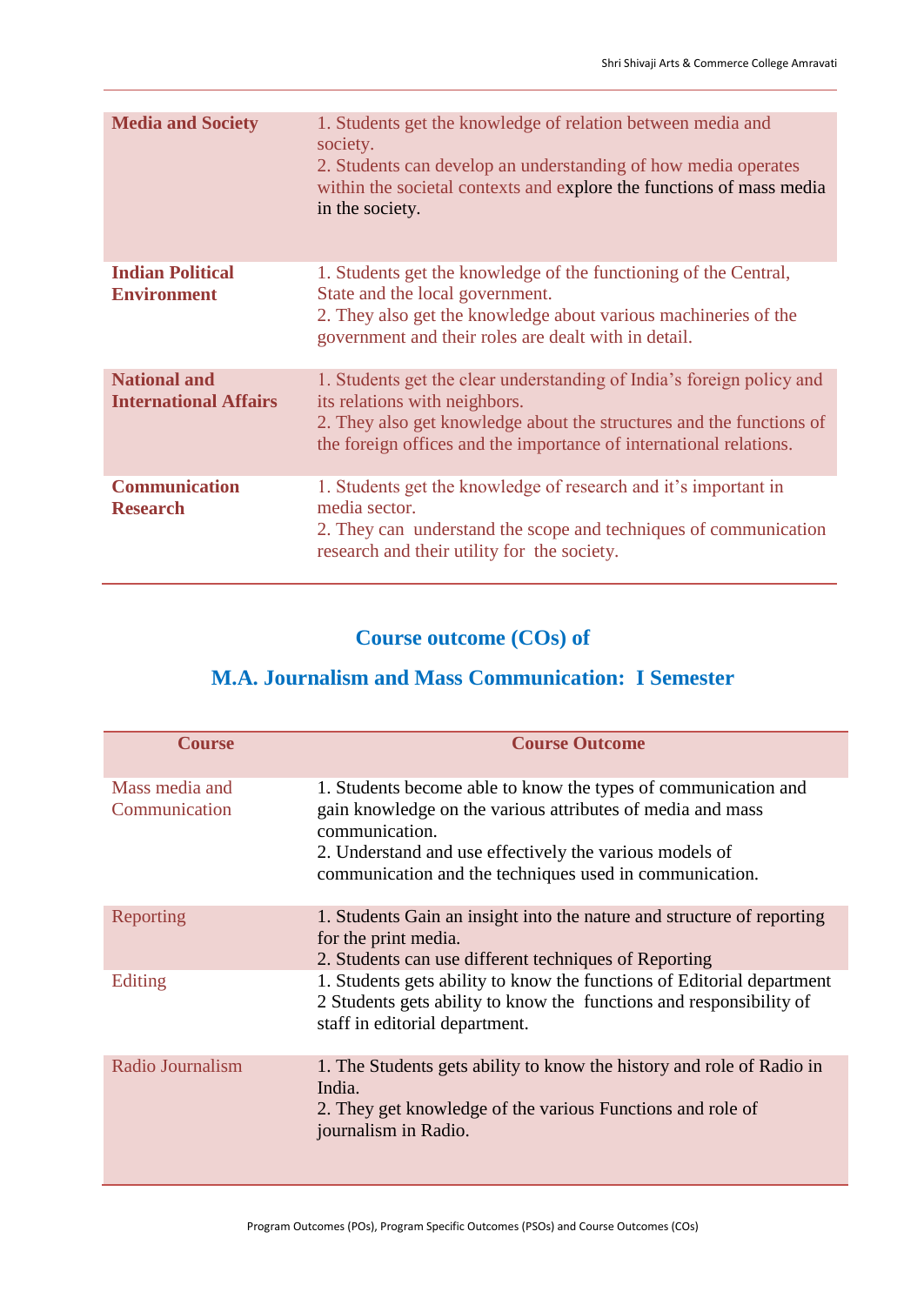| | |
|---|---|
| **Media and Society** | 1. Students get the knowledge of relation between media and society.<br>2. Students can develop an understanding of how media operates within the societal contexts and explore the functions of mass media in the society. |
| **Indian Political Environment** | 1. Students get the knowledge of the functioning of the Central, State and the local government.<br>2. They also get the knowledge about various machineries of the government and their roles are dealt with in detail. |
| **National and International Affairs** | 1. Students get the clear understanding of India's foreign policy and its relations with neighbors.<br>2. They also get knowledge about the structures and the functions of the foreign offices and the importance of international relations. |
| **Communication Research** | 1. Students get the knowledge of research and it's important in media sector.<br>2. They can understand the scope and techniques of communication research and their utility for the society. |

## Course outcome (COs) of

## M.A. Journalism and Mass Communication: I Semester

| Course | Course Outcome |
|---|---|
| Mass media and Communication | 1. Students become able to know the types of communication and gain knowledge on the various attributes of media and mass communication.<br>2. Understand and use effectively the various models of communication and the techniques used in communication. |
| Reporting | 1. Students Gain an insight into the nature and structure of reporting for the print media.<br>2. Students can use different techniques of Reporting |
| Editing | 1. Students gets ability to know the functions of Editorial department<br>2 Students gets ability to know the functions and responsibility of staff in editorial department. |
| Radio Journalism | 1. The Students gets ability to know the history and role of Radio in India.<br>2. They get knowledge of the various Functions and role of journalism in Radio. |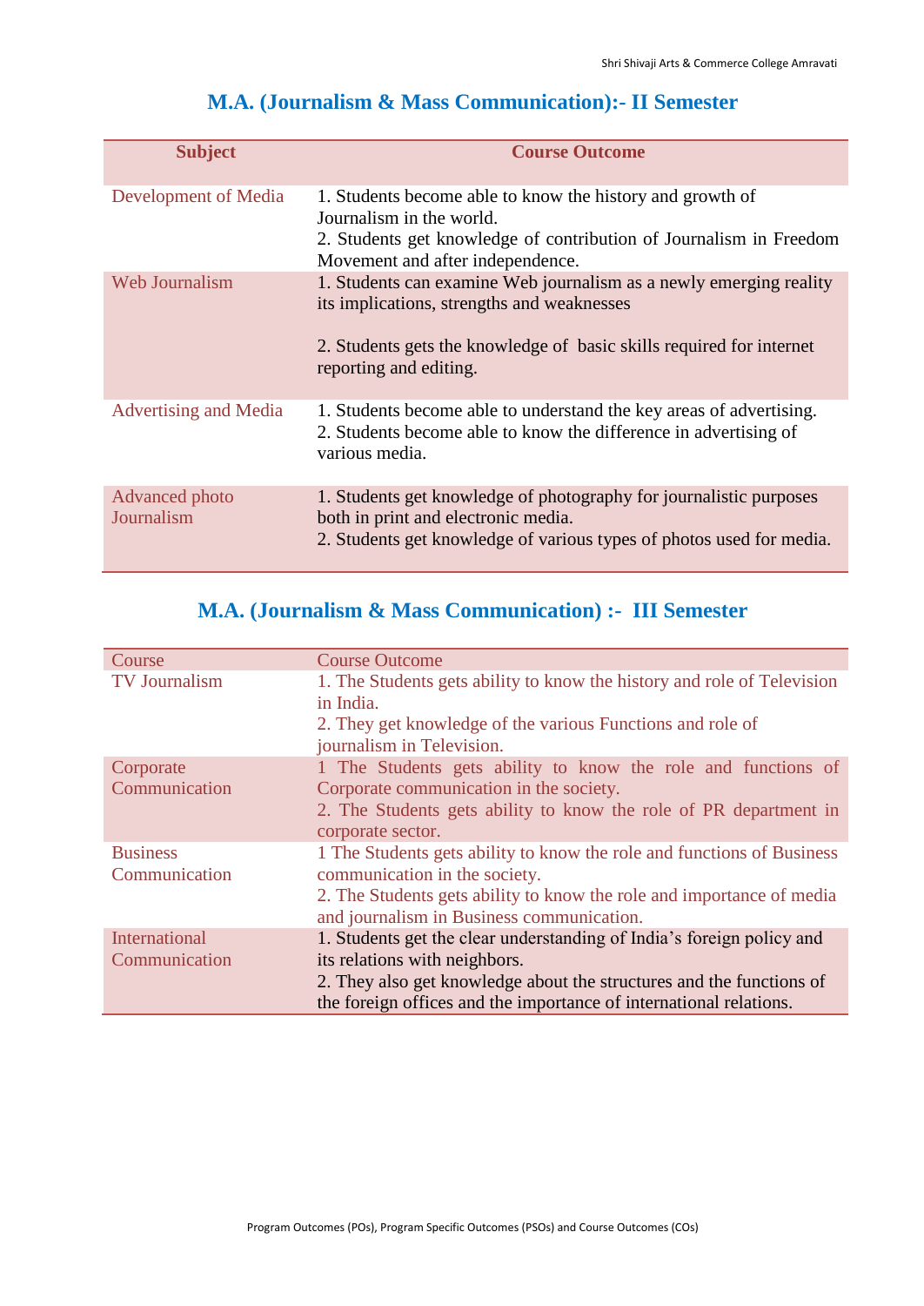## M.A. (Journalism & Mass Communication):- II Semester

| Subject | Course Outcome |
|---|---|
| Development of Media | 1. Students become able to know the history and growth of Journalism in the world.<br>2. Students get knowledge of contribution of Journalism in Freedom Movement and after independence. |
| Web Journalism | 1. Students can examine Web journalism as a newly emerging reality its implications, strengths and weaknesses<br><br>2. Students gets the knowledge of basic skills required for internet reporting and editing. |
| Advertising and Media | 1. Students become able to understand the key areas of advertising.<br>2. Students become able to know the difference in advertising of various media. |
| Advanced photo Journalism | 1. Students get knowledge of photography for journalistic purposes both in print and electronic media.<br>2. Students get knowledge of various types of photos used for media. |

## M.A. (Journalism & Mass Communication) :- III Semester

| Course | Course Outcome |
|---|---|
| TV Journalism | 1. The Students gets ability to know the history and role of Television in India.<br>2. They get knowledge of the various Functions and role of journalism in Television. |
| Corporate Communication | 1 The Students gets ability to know the role and functions of Corporate communication in the society.<br>2. The Students gets ability to know the role of PR department in corporate sector. |
| Business Communication | 1 The Students gets ability to know the role and functions of Business communication in the society.<br>2. The Students gets ability to know the role and importance of media and journalism in Business communication. |
| International Communication | 1. Students get the clear understanding of India's foreign policy and its relations with neighbors.<br>2. They also get knowledge about the structures and the functions of the foreign offices and the importance of international relations. |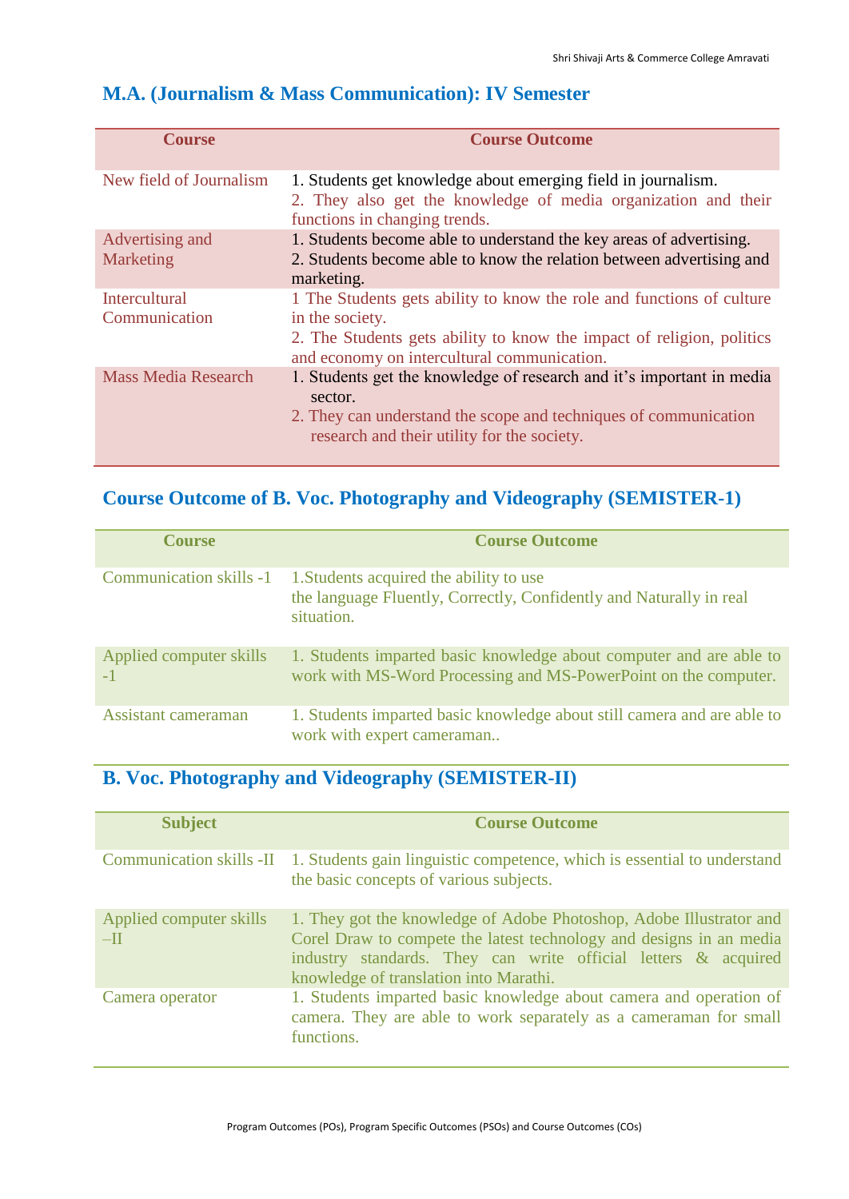## M.A. (Journalism & Mass Communication): IV Semester

| Course | Course Outcome |
|---|---|
| New field of Journalism | 1. Students get knowledge about emerging field in journalism.<br>2. They also get the knowledge of media organization and their functions in changing trends. |
| Advertising and Marketing | 1. Students become able to understand the key areas of advertising.<br>2. Students become able to know the relation between advertising and marketing. |
| Intercultural Communication | 1 The Students gets ability to know the role and functions of culture in the society.<br>2. The Students gets ability to know the impact of religion, politics and economy on intercultural communication. |
| Mass Media Research | 1. Students get the knowledge of research and it's important in media sector.<br>2. They can understand the scope and techniques of communication research and their utility for the society. |

## Course Outcome of B. Voc. Photography and Videography (SEMISTER-1)

| Course | Course Outcome |
|---|---|
| Communication skills -1 | 1.Students acquired the ability to use the language Fluently, Correctly, Confidently and Naturally in real situation. |
| Applied computer skills -1 | 1. Students imparted basic knowledge about computer and are able to work with MS-Word Processing and MS-PowerPoint on the computer. |
| Assistant cameraman | 1. Students imparted basic knowledge about still camera and are able to work with expert cameraman.. |

## B. Voc. Photography and Videography (SEMISTER-II)

| Subject | Course Outcome |
|---|---|
| Communication skills -II | 1. Students gain linguistic competence, which is essential to understand the basic concepts of various subjects. |
| Applied computer skills –II | 1. They got the knowledge of Adobe Photoshop, Adobe Illustrator and Corel Draw to compete the latest technology and designs in an media industry standards. They can write official letters & acquired knowledge of translation into Marathi. |
| Camera operator | 1. Students imparted basic knowledge about camera and operation of camera. They are able to work separately as a cameraman for small functions. |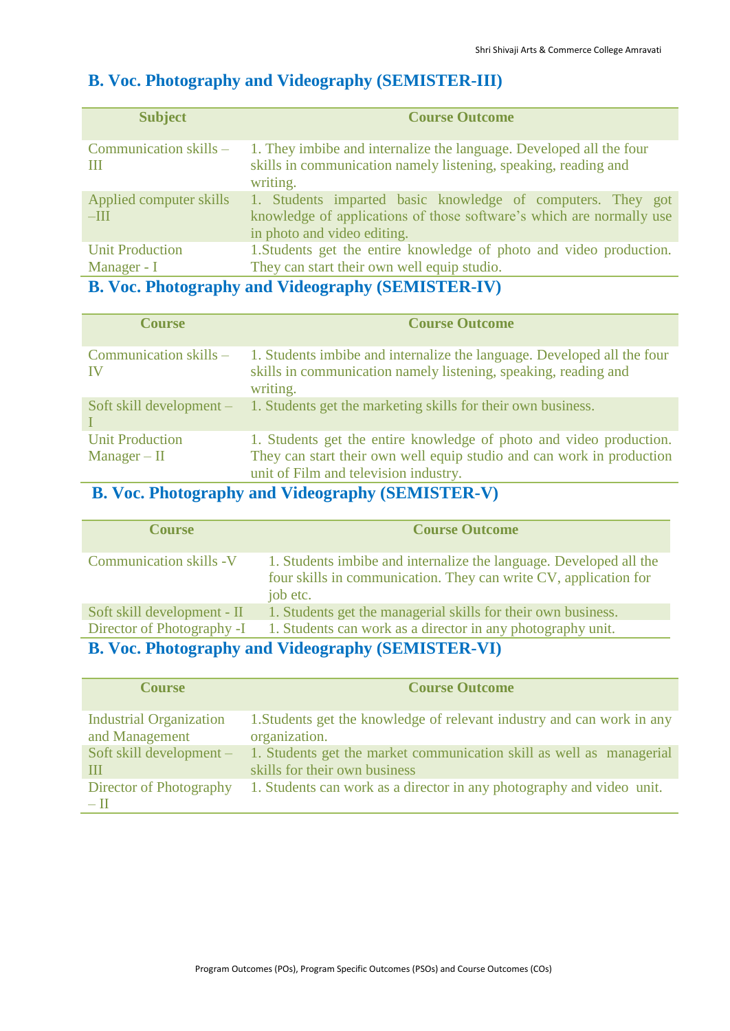## B. Voc. Photography and Videography (SEMISTER-III)

| Subject | Course Outcome |
|---|---|
| Communication skills – III | 1. They imbibe and internalize the language. Developed all the four skills in communication namely listening, speaking, reading and writing. |
| Applied computer skills –III | 1. Students imparted basic knowledge of computers. They got knowledge of applications of those software's which are normally use in photo and video editing. |
| Unit Production Manager - I | 1.Students get the entire knowledge of photo and video production. They can start their own well equip studio. |

## B. Voc. Photography and Videography (SEMISTER-IV)

| Course | Course Outcome |
|---|---|
| Communication skills – IV | 1. Students imbibe and internalize the language. Developed all the four skills in communication namely listening, speaking, reading and writing. |
| Soft skill development – I | 1. Students get the marketing skills for their own business. |
| Unit Production Manager – II | 1. Students get the entire knowledge of photo and video production. They can start their own well equip studio and can work in production unit of Film and television industry. |

## B. Voc. Photography and Videography (SEMISTER-V)

| Course | Course Outcome |
|---|---|
| Communication skills -V | 1. Students imbibe and internalize the language. Developed all the four skills in communication. They can write CV, application for job etc. |
| Soft skill development - II | 1. Students get the managerial skills for their own business. |
| Director of Photography -I | 1. Students can work as a director in any photography unit. |

## B. Voc. Photography and Videography (SEMISTER-VI)

| Course | Course Outcome |
|---|---|
| Industrial Organization and Management | 1.Students get the knowledge of relevant industry and can work in any organization. |
| Soft skill development – III | 1. Students get the market communication skill as well as managerial skills for their own business |
| Director of Photography – II | 1. Students can work as a director in any photography and video unit. |